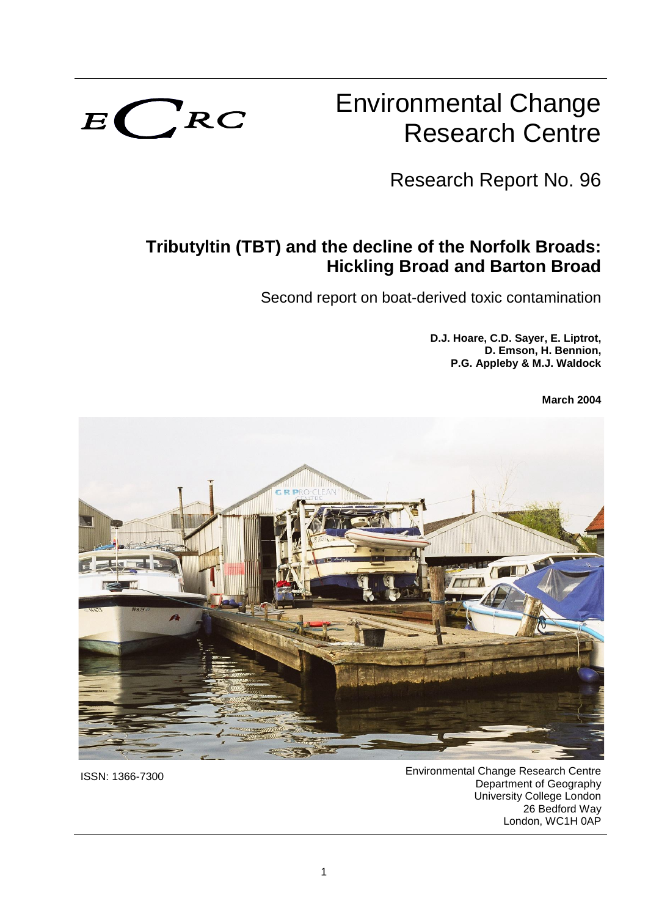ECRC

# Environmental Change Research Centre

Research Report No. 96

## Tributyltin (TBT) and the decline of the Norfolk Broads: Hickling Broad and Barton Broad

Second report on boat-derived toxic contamination

**D.J. Hoare, C.D. Sayer, E. Liptrot, D. Emson, H. Bennion, P.G. Appleby & M.J. Waldock**

**March 2004**

ISSN: 1366-7300

Environmental Change Research Centre
Department of Geography
University College London
26 Bedford Way
London, WC1H 0AP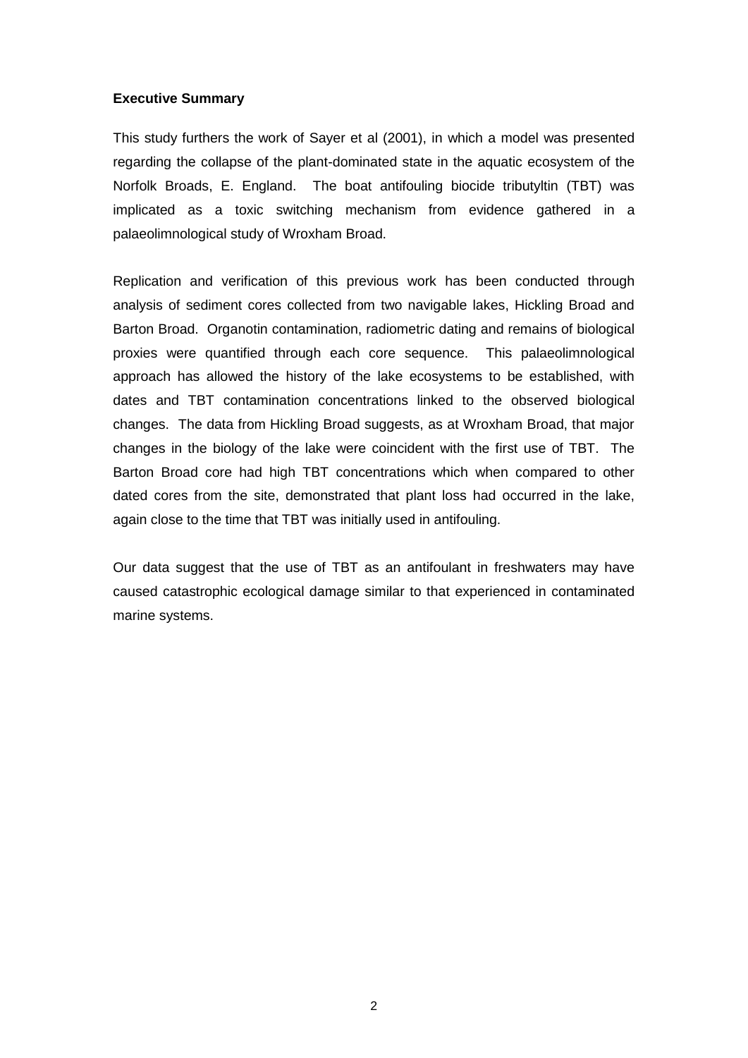**Executive Summary**

This study furthers the work of Sayer et al (2001), in which a model was presented regarding the collapse of the plant-dominated state in the aquatic ecosystem of the Norfolk Broads, E. England. The boat antifouling biocide tributyltin (TBT) was implicated as a toxic switching mechanism from evidence gathered in a palaeolimnological study of Wroxham Broad.

Replication and verification of this previous work has been conducted through analysis of sediment cores collected from two navigable lakes, Hickling Broad and Barton Broad. Organotin contamination, radiometric dating and remains of biological proxies were quantified through each core sequence. This palaeolimnological approach has allowed the history of the lake ecosystems to be established, with dates and TBT contamination concentrations linked to the observed biological changes. The data from Hickling Broad suggests, as at Wroxham Broad, that major changes in the biology of the lake were coincident with the first use of TBT. The Barton Broad core had high TBT concentrations which when compared to other dated cores from the site, demonstrated that plant loss had occurred in the lake, again close to the time that TBT was initially used in antifouling.

Our data suggest that the use of TBT as an antifoulant in freshwaters may have caused catastrophic ecological damage similar to that experienced in contaminated marine systems.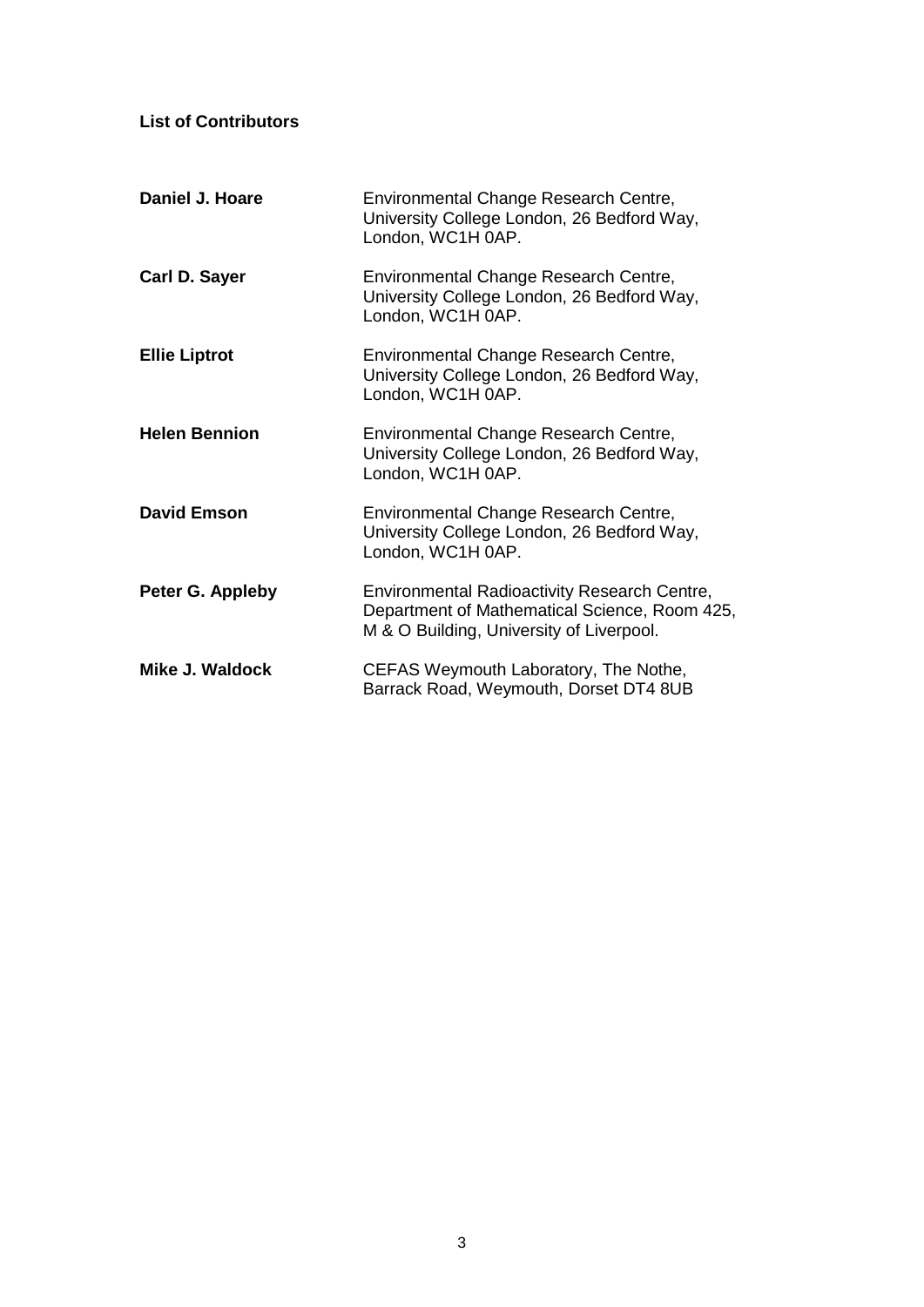**List of Contributors**

| | |
|---|---|
| **Daniel J. Hoare** | Environmental Change Research Centre, University College London, 26 Bedford Way, London, WC1H 0AP. |
| **Carl D. Sayer** | Environmental Change Research Centre, University College London, 26 Bedford Way, London, WC1H 0AP. |
| **Ellie Liptrot** | Environmental Change Research Centre, University College London, 26 Bedford Way, London, WC1H 0AP. |
| **Helen Bennion** | Environmental Change Research Centre, University College London, 26 Bedford Way, London, WC1H 0AP. |
| **David Emson** | Environmental Change Research Centre, University College London, 26 Bedford Way, London, WC1H 0AP. |
| **Peter G. Appleby** | Environmental Radioactivity Research Centre, Department of Mathematical Science, Room 425, M & O Building, University of Liverpool. |
| **Mike J. Waldock** | CEFAS Weymouth Laboratory, The Nothe, Barrack Road, Weymouth, Dorset DT4 8UB |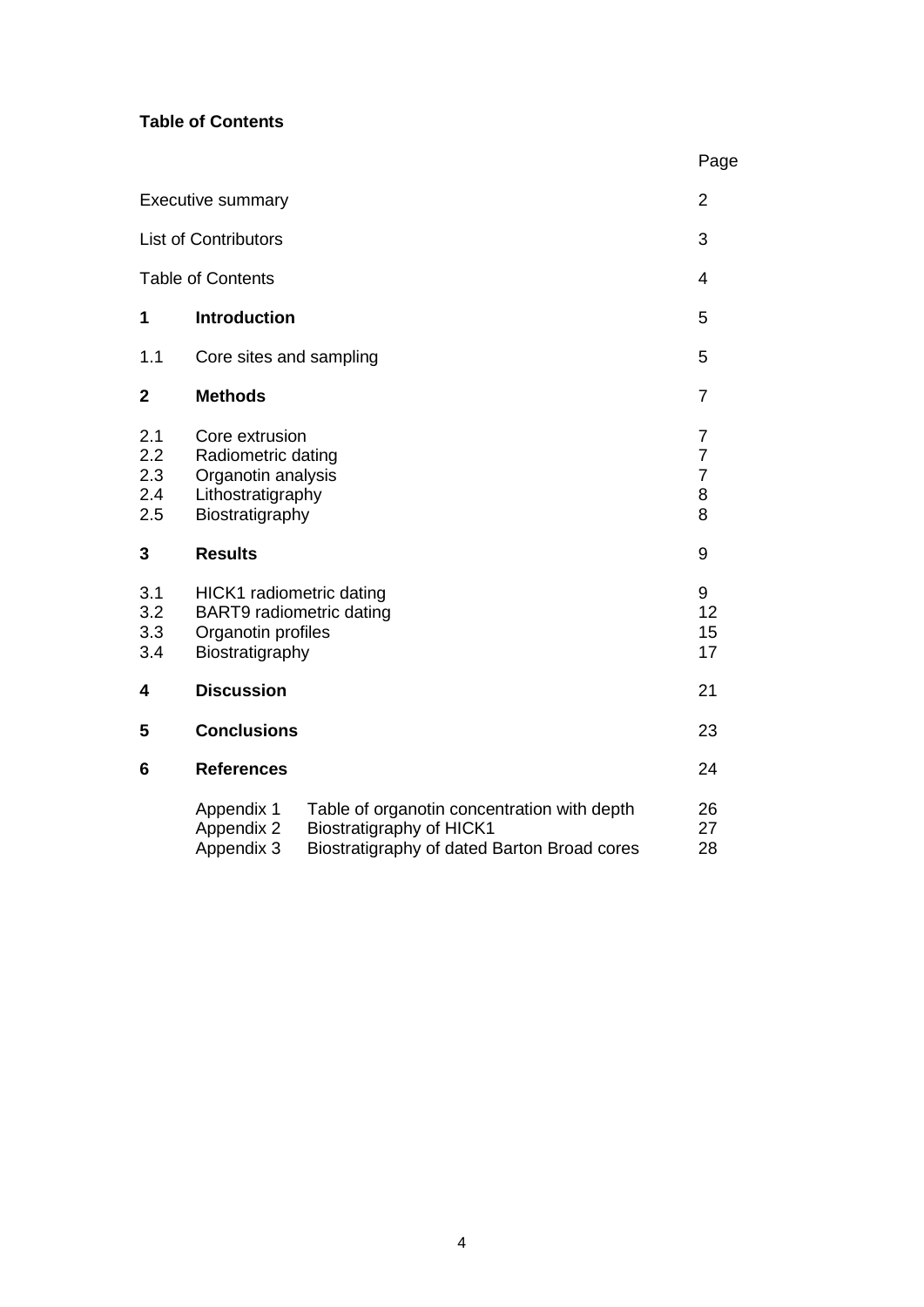**Table of Contents**

| | | Page |
|---|---|---|
| Executive summary | | 2 |
| List of Contributors | | 3 |
| Table of Contents | | 4 |
| **1** | **Introduction** | 5 |
| 1.1 | Core sites and sampling | 5 |
| **2** | **Methods** | 7 |
| 2.1 | Core extrusion | 7 |
| 2.2 | Radiometric dating | 7 |
| 2.3 | Organotin analysis | 7 |
| 2.4 | Lithostratigraphy | 8 |
| 2.5 | Biostratigraphy | 8 |
| **3** | **Results** | 9 |
| 3.1 | HICK1 radiometric dating | 9 |
| 3.2 | BART9 radiometric dating | 12 |
| 3.3 | Organotin profiles | 15 |
| 3.4 | Biostratigraphy | 17 |
| **4** | **Discussion** | 21 |
| **5** | **Conclusions** | 23 |
| **6** | **References** | 24 |
| | Appendix 1 Table of organotin concentration with depth | 26 |
| | Appendix 2 Biostratigraphy of HICK1 | 27 |
| | Appendix 3 Biostratigraphy of dated Barton Broad cores | 28 |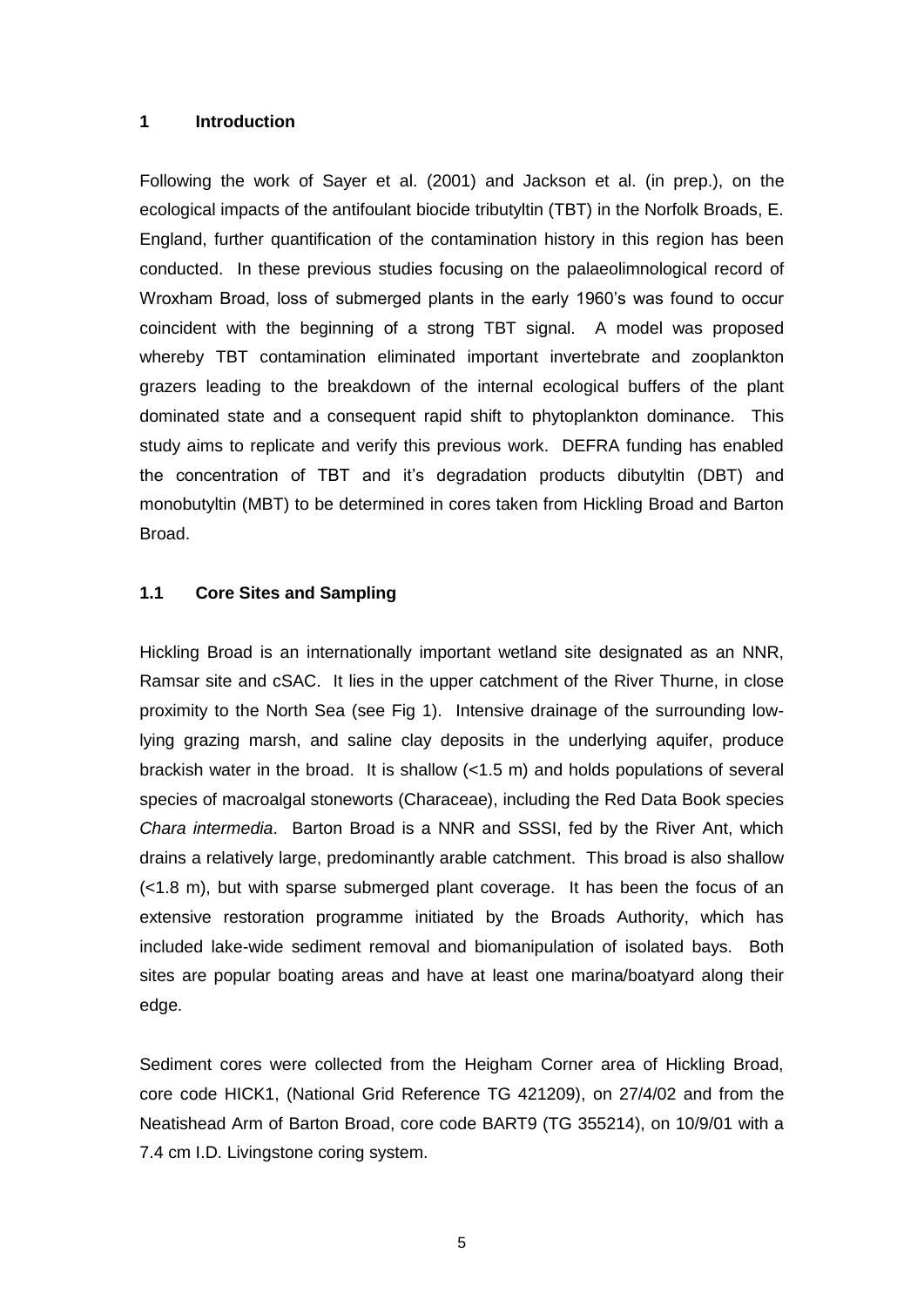## 1 Introduction

Following the work of Sayer et al. (2001) and Jackson et al. (in prep.), on the ecological impacts of the antifoulant biocide tributyltin (TBT) in the Norfolk Broads, E. England, further quantification of the contamination history in this region has been conducted. In these previous studies focusing on the palaeolimnological record of Wroxham Broad, loss of submerged plants in the early 1960's was found to occur coincident with the beginning of a strong TBT signal. A model was proposed whereby TBT contamination eliminated important invertebrate and zooplankton grazers leading to the breakdown of the internal ecological buffers of the plant dominated state and a consequent rapid shift to phytoplankton dominance. This study aims to replicate and verify this previous work. DEFRA funding has enabled the concentration of TBT and it's degradation products dibutyltin (DBT) and monobutyltin (MBT) to be determined in cores taken from Hickling Broad and Barton Broad.

### 1.1 Core Sites and Sampling

Hickling Broad is an internationally important wetland site designated as an NNR, Ramsar site and cSAC. It lies in the upper catchment of the River Thurne, in close proximity to the North Sea (see Fig 1). Intensive drainage of the surrounding low-lying grazing marsh, and saline clay deposits in the underlying aquifer, produce brackish water in the broad. It is shallow (<1.5 m) and holds populations of several species of macroalgal stoneworts (Characeae), including the Red Data Book species *Chara intermedia*. Barton Broad is a NNR and SSSI, fed by the River Ant, which drains a relatively large, predominantly arable catchment. This broad is also shallow (<1.8 m), but with sparse submerged plant coverage. It has been the focus of an extensive restoration programme initiated by the Broads Authority, which has included lake-wide sediment removal and biomanipulation of isolated bays. Both sites are popular boating areas and have at least one marina/boatyard along their edge.

Sediment cores were collected from the Heigham Corner area of Hickling Broad, core code HICK1, (National Grid Reference TG 421209), on 27/4/02 and from the Neatishead Arm of Barton Broad, core code BART9 (TG 355214), on 10/9/01 with a 7.4 cm I.D. Livingstone coring system.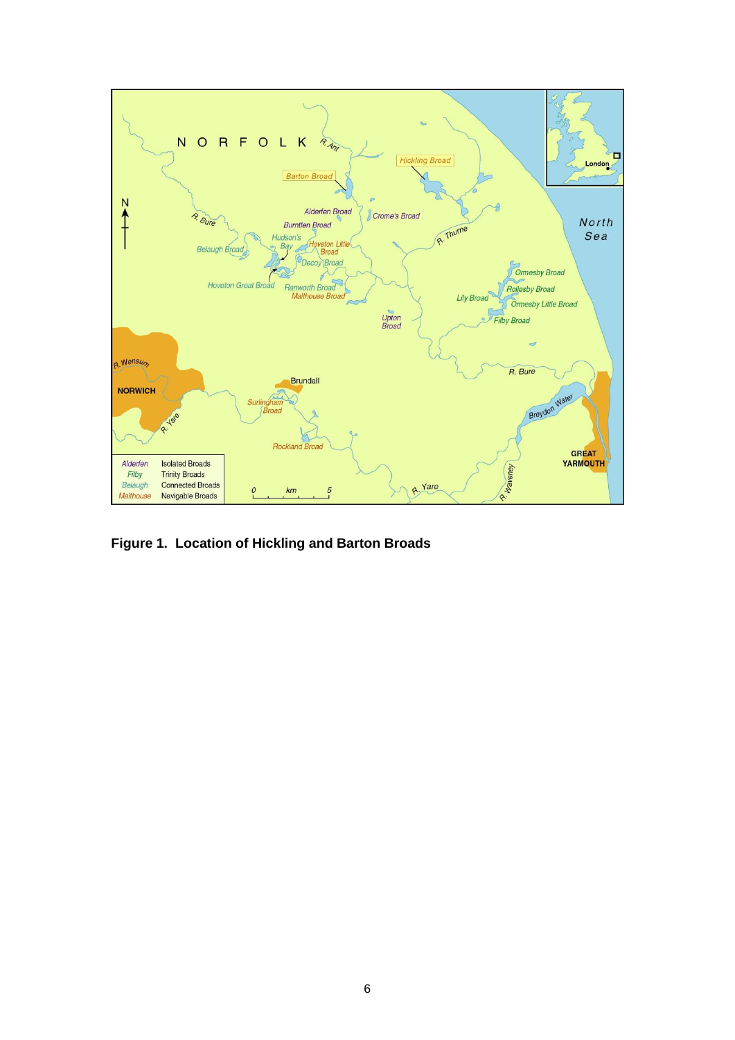**Figure 1. Location of Hickling and Barton Broads**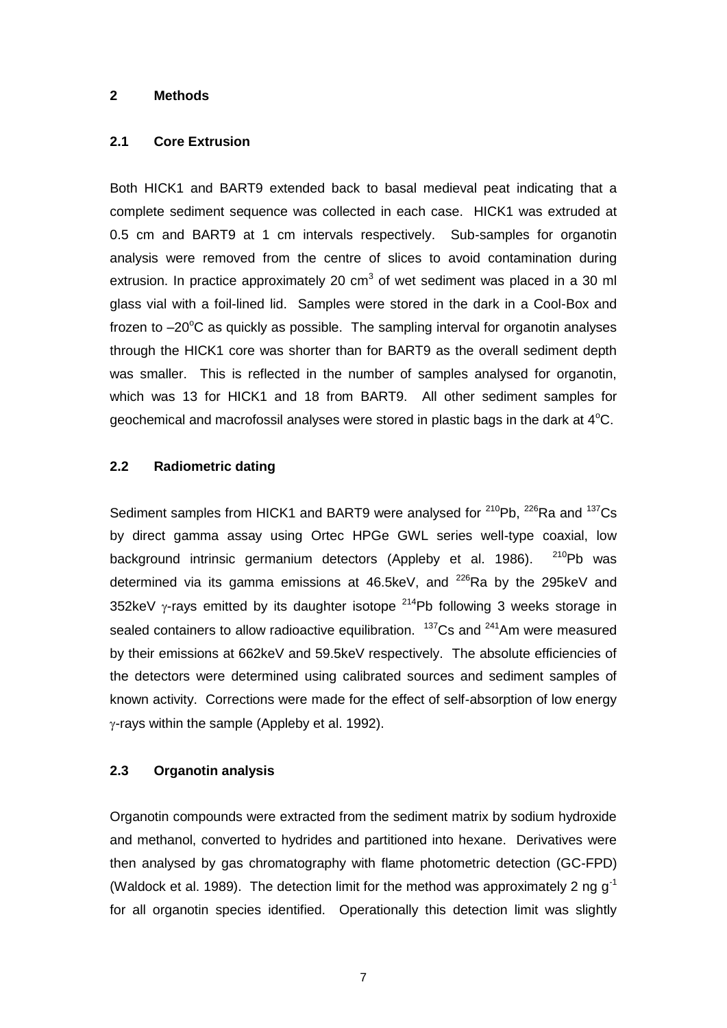## 2 Methods

### 2.1 Core Extrusion

Both HICK1 and BART9 extended back to basal medieval peat indicating that a complete sediment sequence was collected in each case. HICK1 was extruded at 0.5 cm and BART9 at 1 cm intervals respectively. Sub-samples for organotin analysis were removed from the centre of slices to avoid contamination during extrusion. In practice approximately 20 $cm^3$ of wet sediment was placed in a 30 ml glass vial with a foil-lined lid. Samples were stored in the dark in a Cool-Box and frozen to $-20^oC$ as quickly as possible. The sampling interval for organotin analyses through the HICK1 core was shorter than for BART9 as the overall sediment depth was smaller. This is reflected in the number of samples analysed for organotin, which was 13 for HICK1 and 18 from BART9. All other sediment samples for geochemical and macrofossil analyses were stored in plastic bags in the dark at $4^oC$.

### 2.2 Radiometric dating

Sediment samples from HICK1 and BART9 were analysed for $^{210}Pb$, $^{226}Ra$ and $^{137}Cs$ by direct gamma assay using Ortec HPGe GWL series well-type coaxial, low background intrinsic germanium detectors (Appleby et al. 1986). $^{210}Pb$ was determined via its gamma emissions at 46.5keV, and $^{226}Ra$ by the 295keV and 352keV $\gamma$-rays emitted by its daughter isotope $^{214}Pb$ following 3 weeks storage in sealed containers to allow radioactive equilibration. $^{137}Cs$ and $^{241}Am$ were measured by their emissions at 662keV and 59.5keV respectively. The absolute efficiencies of the detectors were determined using calibrated sources and sediment samples of known activity. Corrections were made for the effect of self-absorption of low energy $\gamma$-rays within the sample (Appleby et al. 1992).

### 2.3 Organotin analysis

Organotin compounds were extracted from the sediment matrix by sodium hydroxide and methanol, converted to hydrides and partitioned into hexane. Derivatives were then analysed by gas chromatography with flame photometric detection (GC-FPD) (Waldock et al. 1989). The detection limit for the method was approximately 2 ng $g^{-1}$ for all organotin species identified. Operationally this detection limit was slightly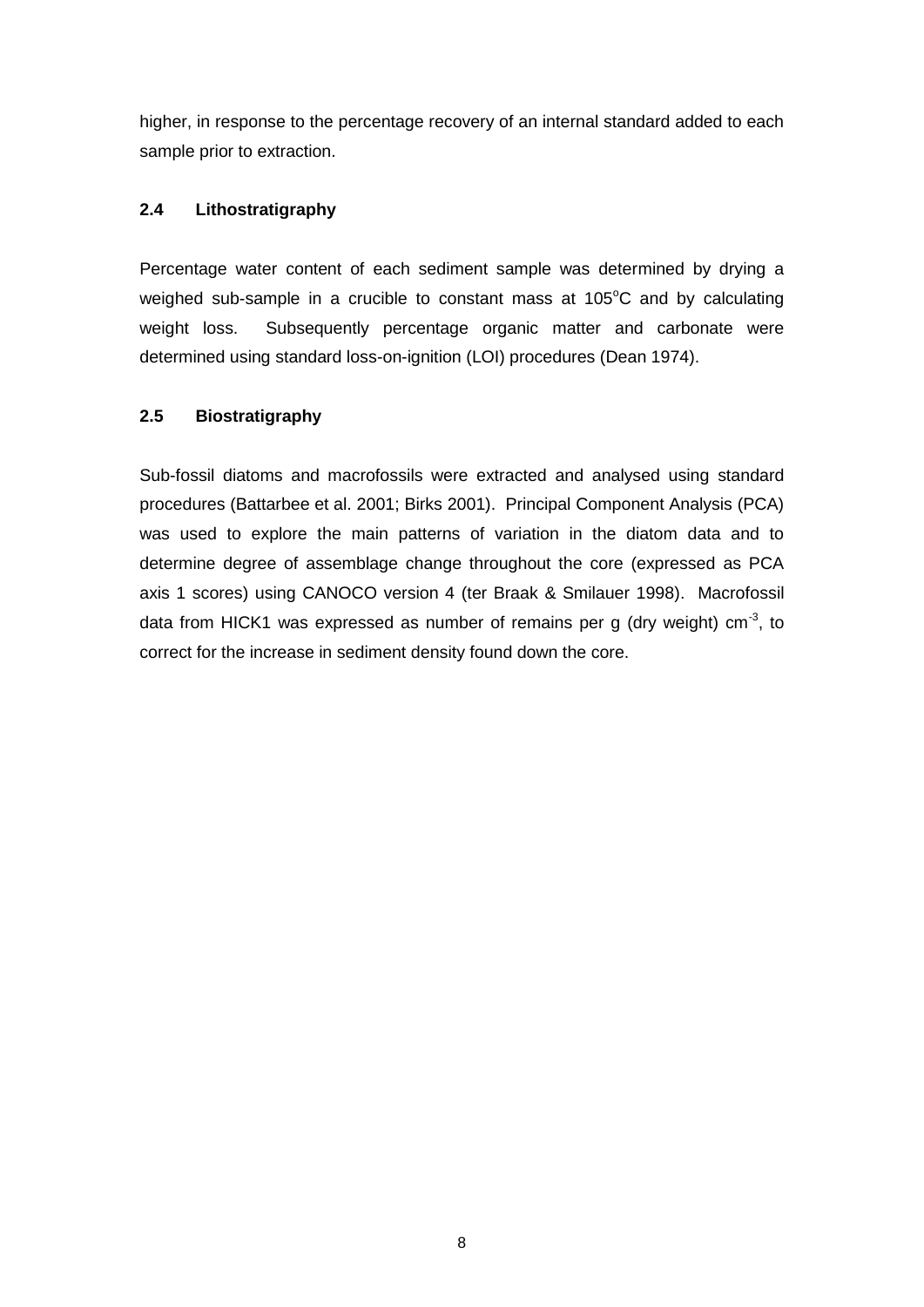higher, in response to the percentage recovery of an internal standard added to each sample prior to extraction.

### 2.4 Lithostratigraphy

Percentage water content of each sediment sample was determined by drying a weighed sub-sample in a crucible to constant mass at 105$^{o}$C and by calculating weight loss. Subsequently percentage organic matter and carbonate were determined using standard loss-on-ignition (LOI) procedures (Dean 1974).

### 2.5 Biostratigraphy

Sub-fossil diatoms and macrofossils were extracted and analysed using standard procedures (Battarbee et al. 2001; Birks 2001). Principal Component Analysis (PCA) was used to explore the main patterns of variation in the diatom data and to determine degree of assemblage change throughout the core (expressed as PCA axis 1 scores) using CANOCO version 4 (ter Braak & Smilauer 1998). Macrofossil data from HICK1 was expressed as number of remains per g (dry weight) cm$^{-3}$, to correct for the increase in sediment density found down the core.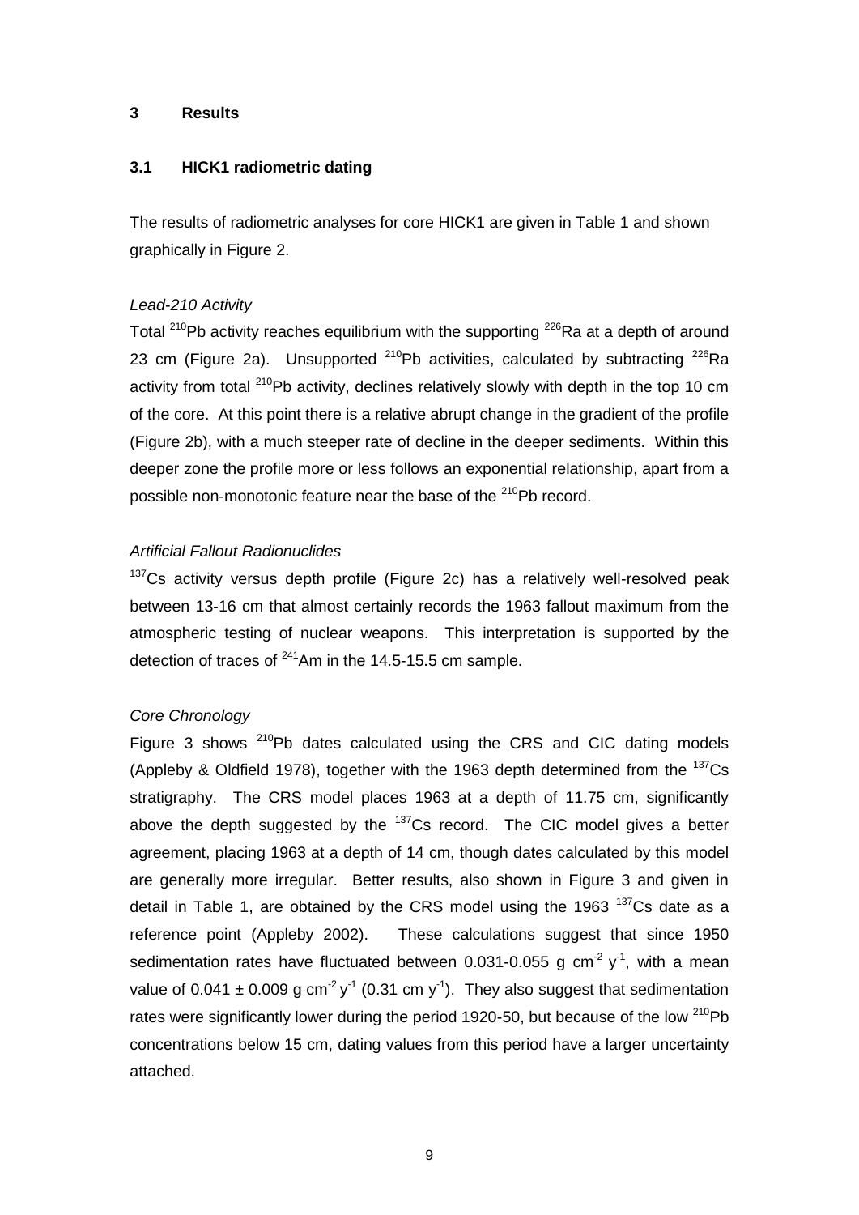## 3 Results

### 3.1 HICK1 radiometric dating

The results of radiometric analyses for core HICK1 are given in Table 1 and shown graphically in Figure 2.

*Lead-210 Activity*

Total $^{210}$Pb activity reaches equilibrium with the supporting $^{226}$Ra at a depth of around 23 cm (Figure 2a). Unsupported $^{210}$Pb activities, calculated by subtracting $^{226}$Ra activity from total $^{210}$Pb activity, declines relatively slowly with depth in the top 10 cm of the core. At this point there is a relative abrupt change in the gradient of the profile (Figure 2b), with a much steeper rate of decline in the deeper sediments. Within this deeper zone the profile more or less follows an exponential relationship, apart from a possible non-monotonic feature near the base of the $^{210}$Pb record.

*Artificial Fallout Radionuclides*

$^{137}$Cs activity versus depth profile (Figure 2c) has a relatively well-resolved peak between 13-16 cm that almost certainly records the 1963 fallout maximum from the atmospheric testing of nuclear weapons. This interpretation is supported by the detection of traces of $^{241}$Am in the 14.5-15.5 cm sample.

*Core Chronology*

Figure 3 shows $^{210}$Pb dates calculated using the CRS and CIC dating models (Appleby & Oldfield 1978), together with the 1963 depth determined from the $^{137}$Cs stratigraphy. The CRS model places 1963 at a depth of 11.75 cm, significantly above the depth suggested by the $^{137}$Cs record. The CIC model gives a better agreement, placing 1963 at a depth of 14 cm, though dates calculated by this model are generally more irregular. Better results, also shown in Figure 3 and given in detail in Table 1, are obtained by the CRS model using the 1963 $^{137}$Cs date as a reference point (Appleby 2002). These calculations suggest that since 1950 sedimentation rates have fluctuated between 0.031-0.055 g cm$^{-2}$ y$^{-1}$, with a mean value of 0.041 ± 0.009 g cm$^{-2}$ y$^{-1}$ (0.31 cm y$^{-1}$). They also suggest that sedimentation rates were significantly lower during the period 1920-50, but because of the low $^{210}$Pb concentrations below 15 cm, dating values from this period have a larger uncertainty attached.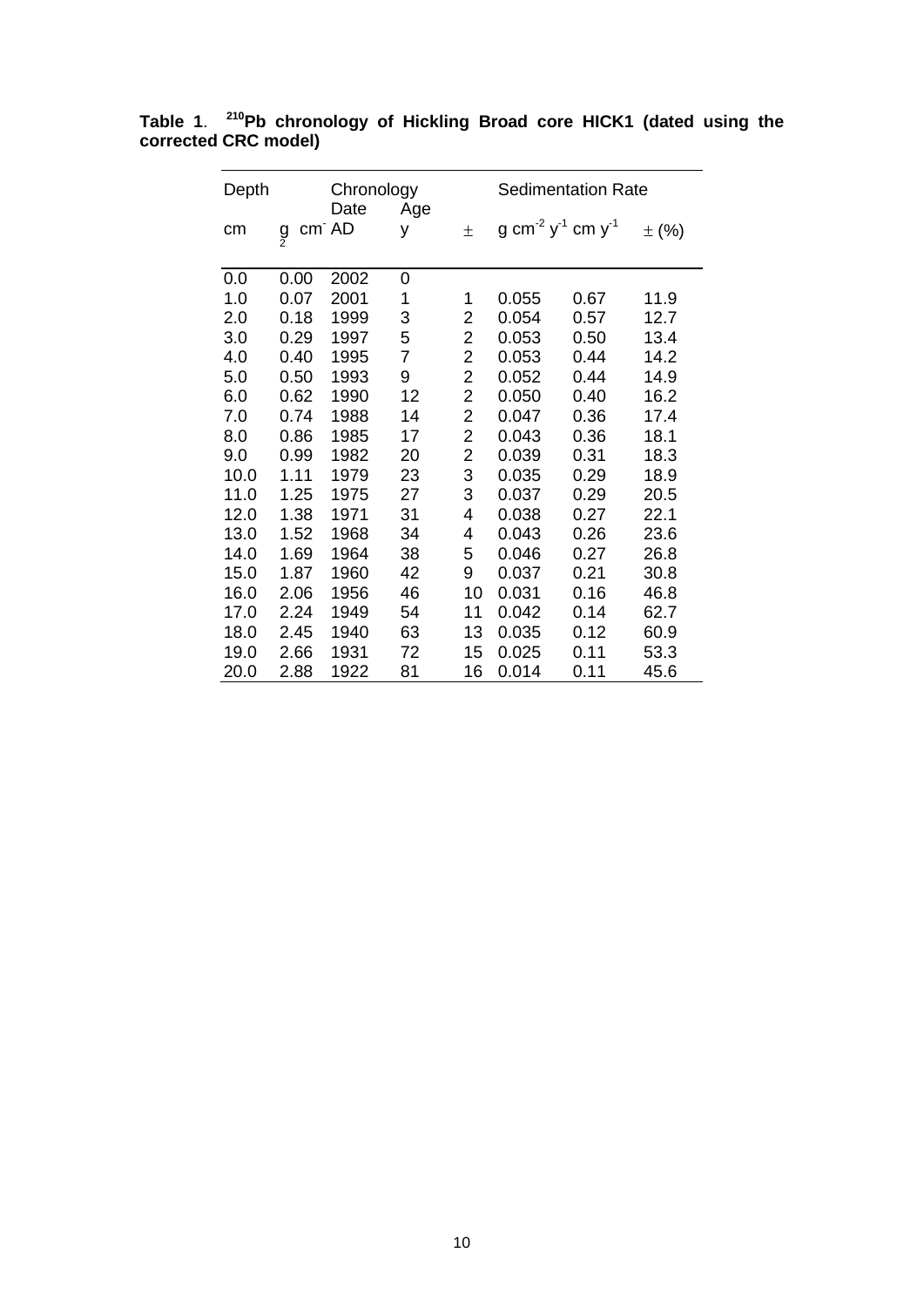**Table 1**. **$^{210}$Pb chronology of Hickling Broad core HICK1 (dated using the corrected CRC model)**

| Depth | | Chronology | | | Sedimentation Rate | | |
|---|---|---|---|---|---|---|---|
| | | Date | Age | | | | |
| cm | g cm$^{-2}$ | AD | y | ± | g cm$^{-2}$ y$^{-1}$ | cm y$^{-1}$ | ± (%) |
| 0.0 | 0.00 | 2002 | 0 | | | | |
| 1.0 | 0.07 | 2001 | 1 | 1 | 0.055 | 0.67 | 11.9 |
| 2.0 | 0.18 | 1999 | 3 | 2 | 0.054 | 0.57 | 12.7 |
| 3.0 | 0.29 | 1997 | 5 | 2 | 0.053 | 0.50 | 13.4 |
| 4.0 | 0.40 | 1995 | 7 | 2 | 0.053 | 0.44 | 14.2 |
| 5.0 | 0.50 | 1993 | 9 | 2 | 0.052 | 0.44 | 14.9 |
| 6.0 | 0.62 | 1990 | 12 | 2 | 0.050 | 0.40 | 16.2 |
| 7.0 | 0.74 | 1988 | 14 | 2 | 0.047 | 0.36 | 17.4 |
| 8.0 | 0.86 | 1985 | 17 | 2 | 0.043 | 0.36 | 18.1 |
| 9.0 | 0.99 | 1982 | 20 | 2 | 0.039 | 0.31 | 18.3 |
| 10.0 | 1.11 | 1979 | 23 | 3 | 0.035 | 0.29 | 18.9 |
| 11.0 | 1.25 | 1975 | 27 | 3 | 0.037 | 0.29 | 20.5 |
| 12.0 | 1.38 | 1971 | 31 | 4 | 0.038 | 0.27 | 22.1 |
| 13.0 | 1.52 | 1968 | 34 | 4 | 0.043 | 0.26 | 23.6 |
| 14.0 | 1.69 | 1964 | 38 | 5 | 0.046 | 0.27 | 26.8 |
| 15.0 | 1.87 | 1960 | 42 | 9 | 0.037 | 0.21 | 30.8 |
| 16.0 | 2.06 | 1956 | 46 | 10 | 0.031 | 0.16 | 46.8 |
| 17.0 | 2.24 | 1949 | 54 | 11 | 0.042 | 0.14 | 62.7 |
| 18.0 | 2.45 | 1940 | 63 | 13 | 0.035 | 0.12 | 60.9 |
| 19.0 | 2.66 | 1931 | 72 | 15 | 0.025 | 0.11 | 53.3 |
| 20.0 | 2.88 | 1922 | 81 | 16 | 0.014 | 0.11 | 45.6 |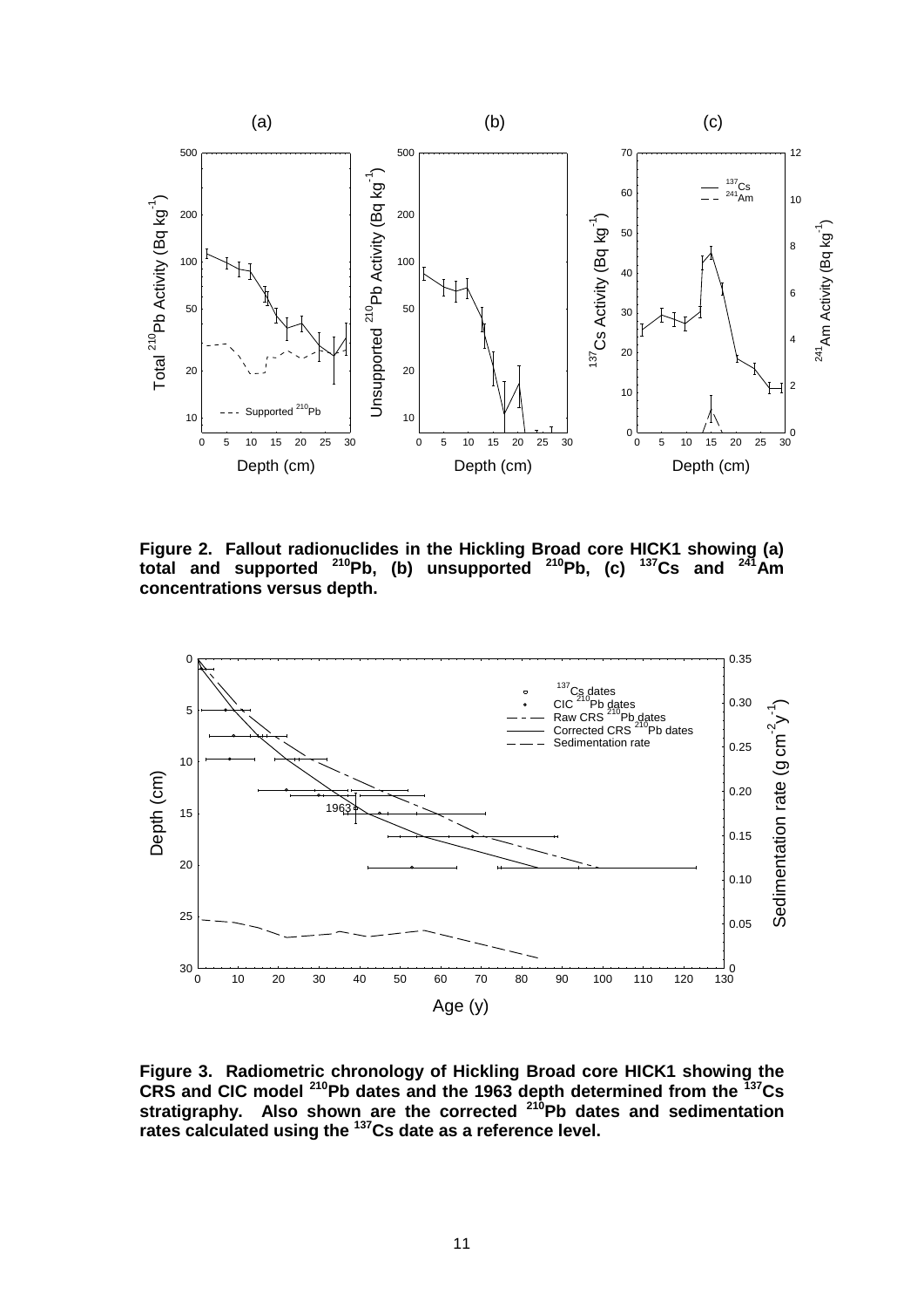**Figure 2. Fallout radionuclides in the Hickling Broad core HICK1 showing (a) total and supported $^{210}$Pb, (b) unsupported $^{210}$Pb, (c) $^{137}$Cs and $^{241}$Am concentrations versus depth.**

**Figure 3. Radiometric chronology of Hickling Broad core HICK1 showing the CRS and CIC model $^{210}$Pb dates and the 1963 depth determined from the $^{137}$Cs stratigraphy. Also shown are the corrected $^{210}$Pb dates and sedimentation rates calculated using the $^{137}$Cs date as a reference level.**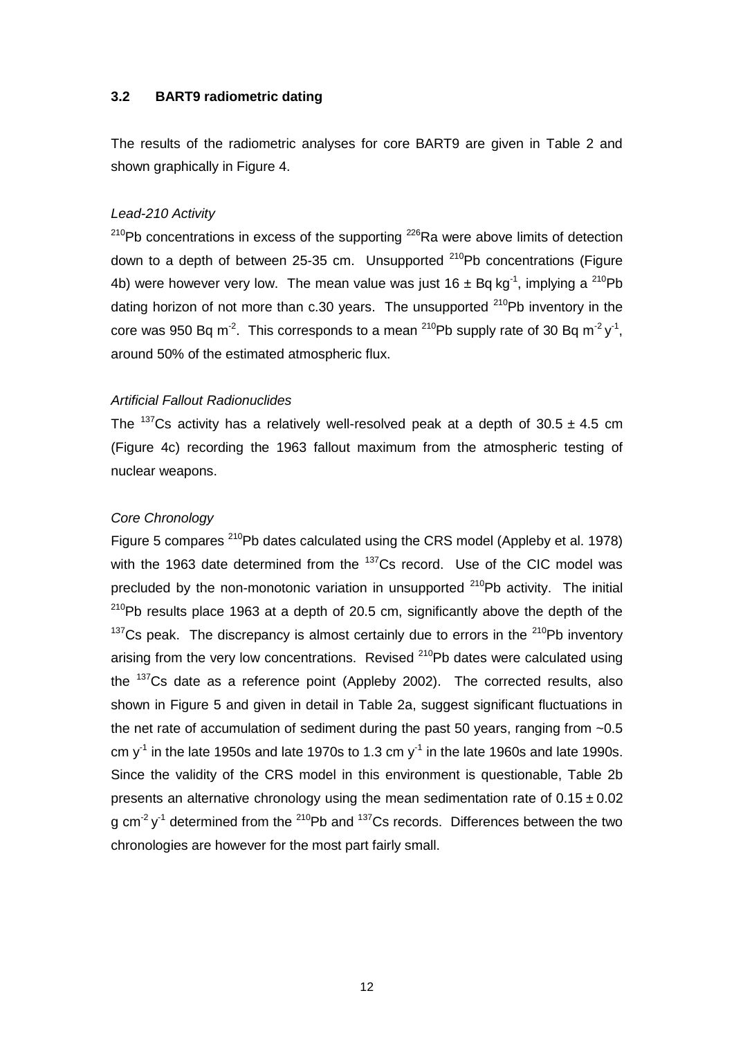### 3.2 BART9 radiometric dating

The results of the radiometric analyses for core BART9 are given in Table 2 and shown graphically in Figure 4.

*Lead-210 Activity*

$^{210}$Pb concentrations in excess of the supporting $^{226}$Ra were above limits of detection down to a depth of between 25-35 cm. Unsupported $^{210}$Pb concentrations (Figure 4b) were however very low. The mean value was just 16 ± Bq kg$^{-1}$, implying a $^{210}$Pb dating horizon of not more than c.30 years. The unsupported $^{210}$Pb inventory in the core was 950 Bq m$^{-2}$. This corresponds to a mean $^{210}$Pb supply rate of 30 Bq m$^{-2}$ y$^{-1}$, around 50% of the estimated atmospheric flux.

*Artificial Fallout Radionuclides*

The $^{137}$Cs activity has a relatively well-resolved peak at a depth of 30.5 ± 4.5 cm (Figure 4c) recording the 1963 fallout maximum from the atmospheric testing of nuclear weapons.

*Core Chronology*

Figure 5 compares $^{210}$Pb dates calculated using the CRS model (Appleby et al. 1978) with the 1963 date determined from the $^{137}$Cs record. Use of the CIC model was precluded by the non-monotonic variation in unsupported $^{210}$Pb activity. The initial $^{210}$Pb results place 1963 at a depth of 20.5 cm, significantly above the depth of the $^{137}$Cs peak. The discrepancy is almost certainly due to errors in the $^{210}$Pb inventory arising from the very low concentrations. Revised $^{210}$Pb dates were calculated using the $^{137}$Cs date as a reference point (Appleby 2002). The corrected results, also shown in Figure 5 and given in detail in Table 2a, suggest significant fluctuations in the net rate of accumulation of sediment during the past 50 years, ranging from ~0.5 cm y$^{-1}$ in the late 1950s and late 1970s to 1.3 cm y$^{-1}$ in the late 1960s and late 1990s. Since the validity of the CRS model in this environment is questionable, Table 2b presents an alternative chronology using the mean sedimentation rate of 0.15 ± 0.02 g cm$^{-2}$ y$^{-1}$ determined from the $^{210}$Pb and $^{137}$Cs records. Differences between the two chronologies are however for the most part fairly small.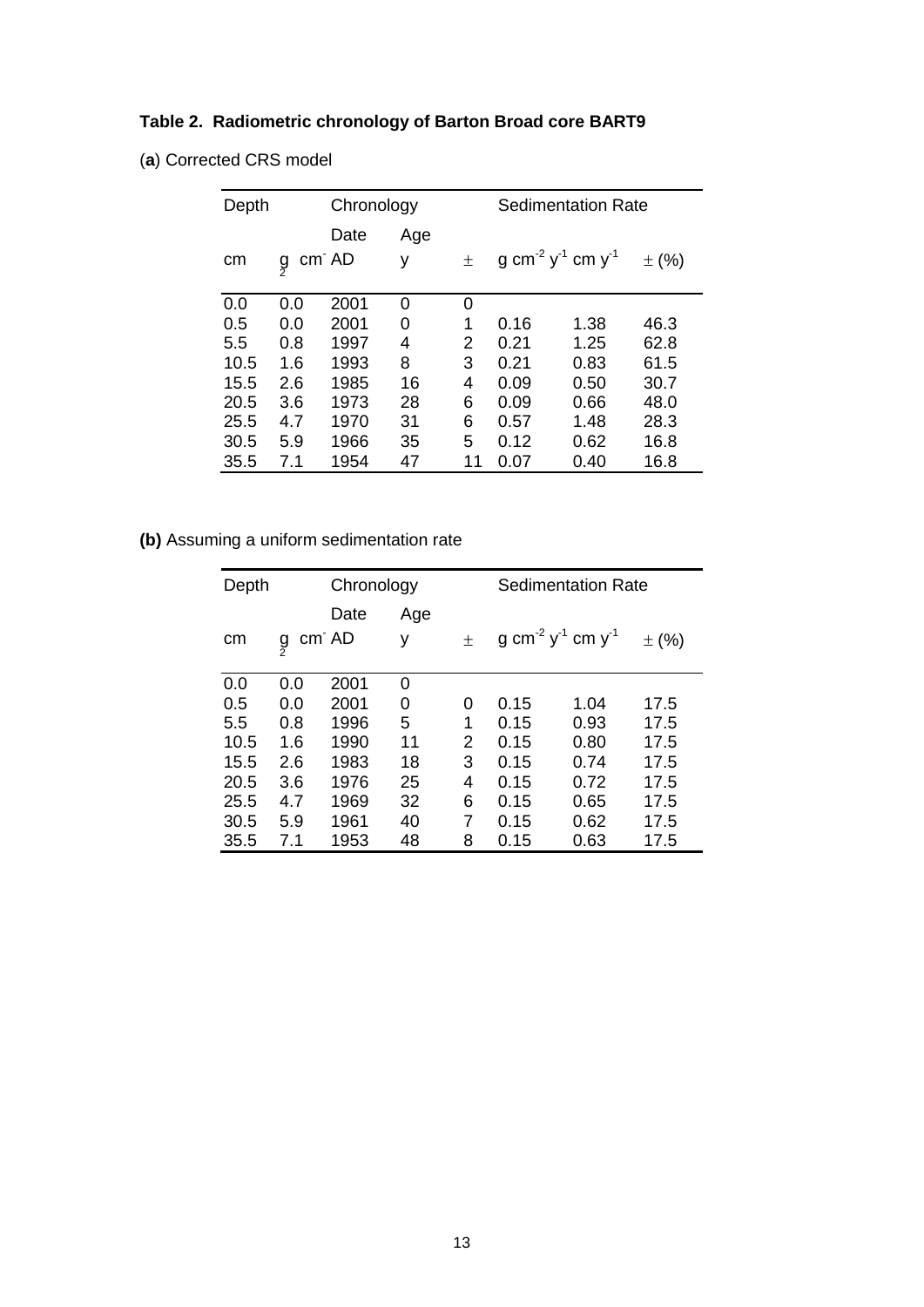**Table 2. Radiometric chronology of Barton Broad core BART9**

(**a**) Corrected CRS model

| Depth | | Chronology | | | Sedimentation Rate | | |
|---|---|---|---|---|---|---|---|
| | | Date | Age | | | | |
| cm | g cm$^{-2}$ | AD | y | ± | g cm$^{-2}$ y$^{-1}$ | cm y$^{-1}$ | ± (%) |
| 0.0 | 0.0 | 2001 | 0 | 0 | | | |
| 0.5 | 0.0 | 2001 | 0 | 1 | 0.16 | 1.38 | 46.3 |
| 5.5 | 0.8 | 1997 | 4 | 2 | 0.21 | 1.25 | 62.8 |
| 10.5 | 1.6 | 1993 | 8 | 3 | 0.21 | 0.83 | 61.5 |
| 15.5 | 2.6 | 1985 | 16 | 4 | 0.09 | 0.50 | 30.7 |
| 20.5 | 3.6 | 1973 | 28 | 6 | 0.09 | 0.66 | 48.0 |
| 25.5 | 4.7 | 1970 | 31 | 6 | 0.57 | 1.48 | 28.3 |
| 30.5 | 5.9 | 1966 | 35 | 5 | 0.12 | 0.62 | 16.8 |
| 35.5 | 7.1 | 1954 | 47 | 11 | 0.07 | 0.40 | 16.8 |

**(b)** Assuming a uniform sedimentation rate

| Depth | | Chronology | | | Sedimentation Rate | | |
|---|---|---|---|---|---|---|---|
| | | Date | Age | | | | |
| cm | g cm$^{-2}$ | AD | y | ± | g cm$^{-2}$ y$^{-1}$ | cm y$^{-1}$ | ± (%) |
| 0.0 | 0.0 | 2001 | 0 | | | | |
| 0.5 | 0.0 | 2001 | 0 | 0 | 0.15 | 1.04 | 17.5 |
| 5.5 | 0.8 | 1996 | 5 | 1 | 0.15 | 0.93 | 17.5 |
| 10.5 | 1.6 | 1990 | 11 | 2 | 0.15 | 0.80 | 17.5 |
| 15.5 | 2.6 | 1983 | 18 | 3 | 0.15 | 0.74 | 17.5 |
| 20.5 | 3.6 | 1976 | 25 | 4 | 0.15 | 0.72 | 17.5 |
| 25.5 | 4.7 | 1969 | 32 | 6 | 0.15 | 0.65 | 17.5 |
| 30.5 | 5.9 | 1961 | 40 | 7 | 0.15 | 0.62 | 17.5 |
| 35.5 | 7.1 | 1953 | 48 | 8 | 0.15 | 0.63 | 17.5 |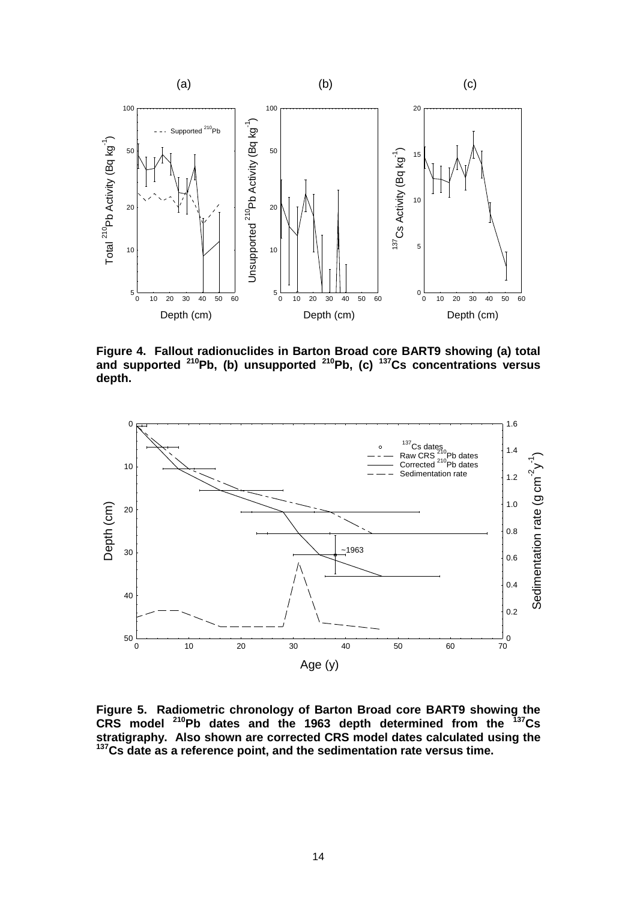**Figure 4. Fallout radionuclides in Barton Broad core BART9 showing (a) total and supported $^{210}$Pb, (b) unsupported $^{210}$Pb, (c) $^{137}$Cs concentrations versus depth.**

**Figure 5. Radiometric chronology of Barton Broad core BART9 showing the CRS model $^{210}$Pb dates and the 1963 depth determined from the $^{137}$Cs stratigraphy. Also shown are corrected CRS model dates calculated using the $^{137}$Cs date as a reference point, and the sedimentation rate versus time.**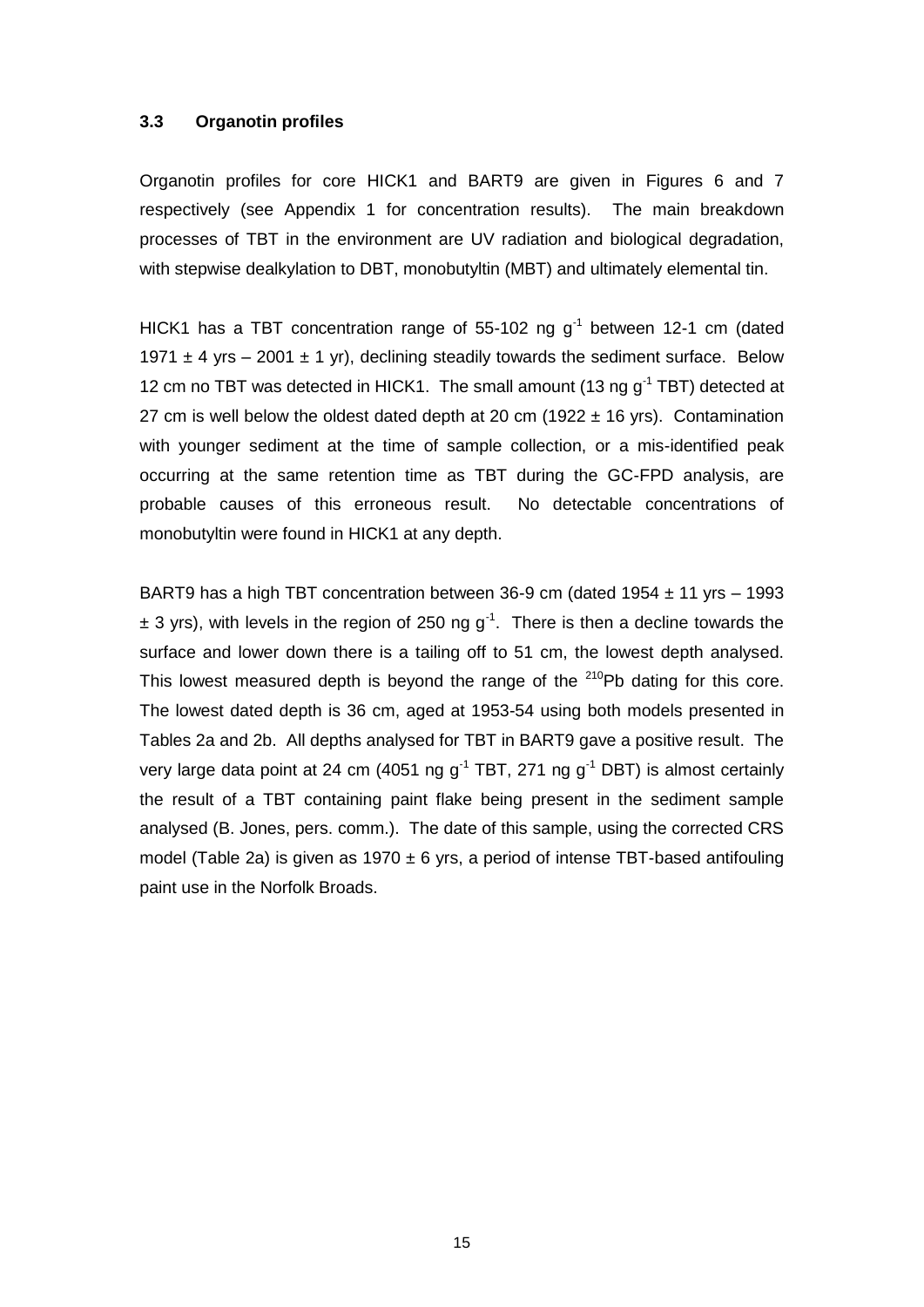### 3.3 Organotin profiles

Organotin profiles for core HICK1 and BART9 are given in Figures 6 and 7 respectively (see Appendix 1 for concentration results). The main breakdown processes of TBT in the environment are UV radiation and biological degradation, with stepwise dealkylation to DBT, monobutyltin (MBT) and ultimately elemental tin.

HICK1 has a TBT concentration range of 55-102 ng $g^{-1}$ between 12-1 cm (dated 1971 ± 4 yrs – 2001 ± 1 yr), declining steadily towards the sediment surface. Below 12 cm no TBT was detected in HICK1. The small amount (13 ng $g^{-1}$ TBT) detected at 27 cm is well below the oldest dated depth at 20 cm (1922 ± 16 yrs). Contamination with younger sediment at the time of sample collection, or a mis-identified peak occurring at the same retention time as TBT during the GC-FPD analysis, are probable causes of this erroneous result. No detectable concentrations of monobutyltin were found in HICK1 at any depth.

BART9 has a high TBT concentration between 36-9 cm (dated 1954 ± 11 yrs – 1993 ± 3 yrs), with levels in the region of 250 ng $g^{-1}$. There is then a decline towards the surface and lower down there is a tailing off to 51 cm, the lowest depth analysed. This lowest measured depth is beyond the range of the $^{210}$Pb dating for this core. The lowest dated depth is 36 cm, aged at 1953-54 using both models presented in Tables 2a and 2b. All depths analysed for TBT in BART9 gave a positive result. The very large data point at 24 cm (4051 ng $g^{-1}$ TBT, 271 ng $g^{-1}$ DBT) is almost certainly the result of a TBT containing paint flake being present in the sediment sample analysed (B. Jones, pers. comm.). The date of this sample, using the corrected CRS model (Table 2a) is given as 1970 ± 6 yrs, a period of intense TBT-based antifouling paint use in the Norfolk Broads.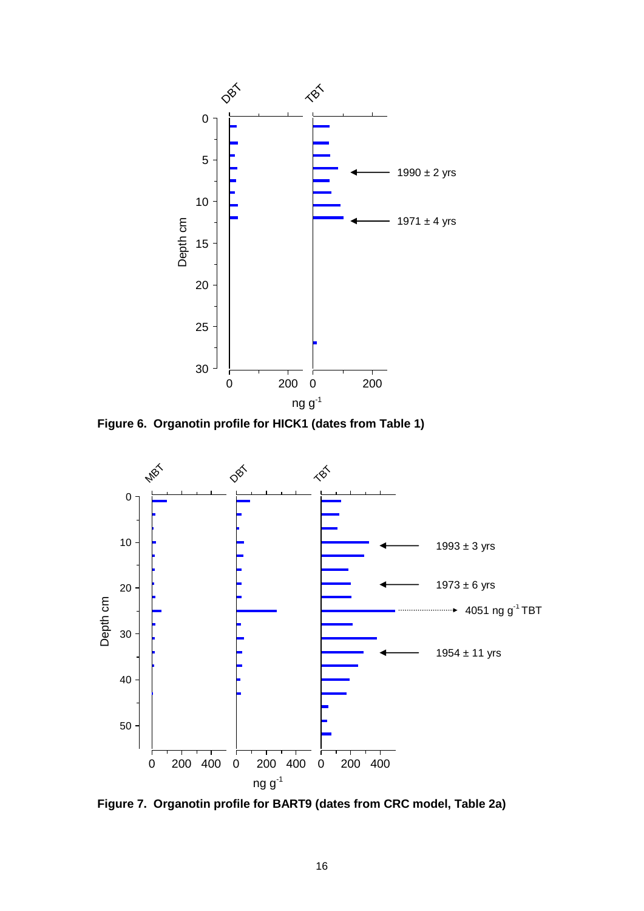**Figure 6. Organotin profile for HICK1 (dates from Table 1)**

**Figure 7. Organotin profile for BART9 (dates from CRC model, Table 2a)**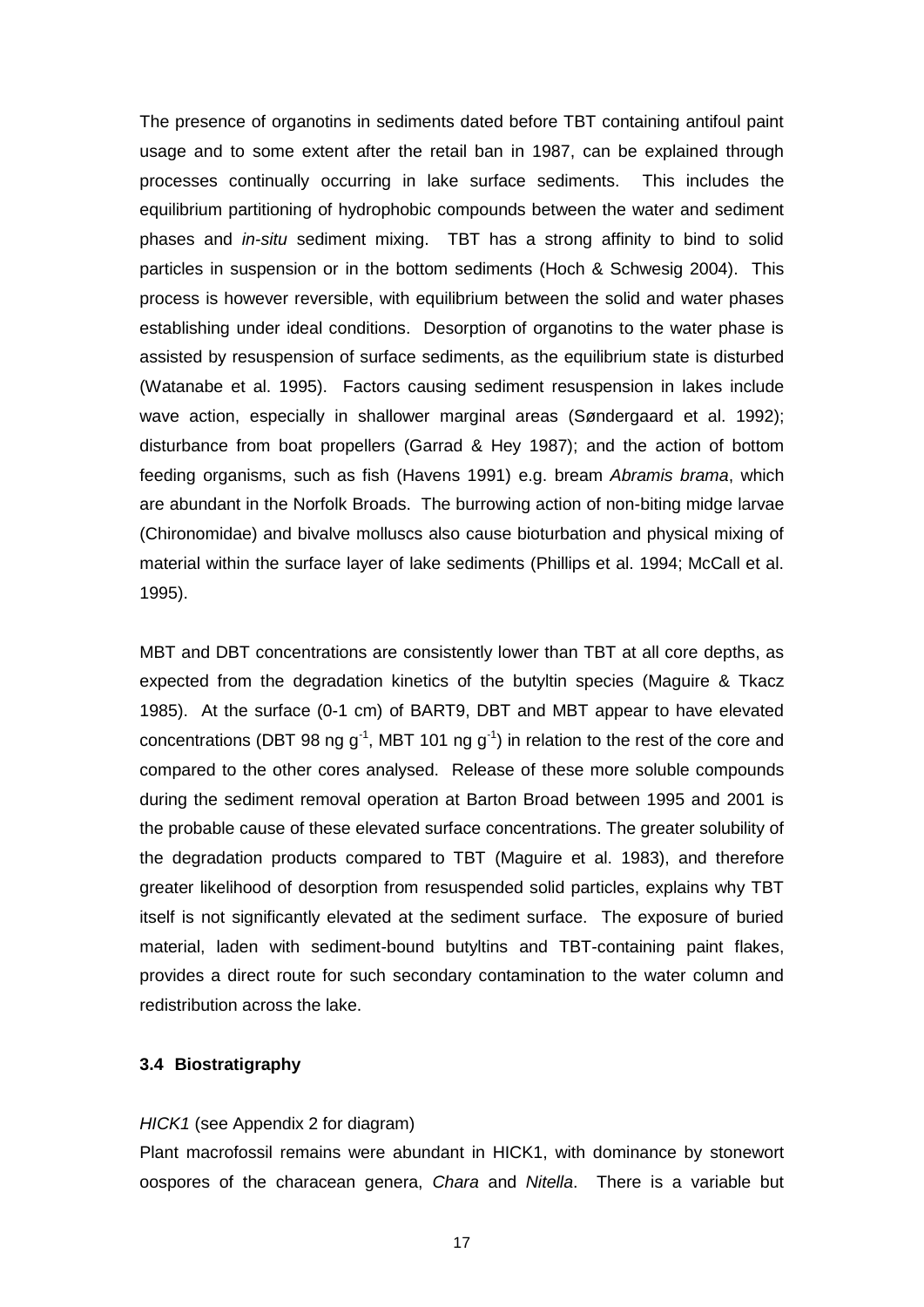The presence of organotins in sediments dated before TBT containing antifoul paint usage and to some extent after the retail ban in 1987, can be explained through processes continually occurring in lake surface sediments. This includes the equilibrium partitioning of hydrophobic compounds between the water and sediment phases and *in-situ* sediment mixing. TBT has a strong affinity to bind to solid particles in suspension or in the bottom sediments (Hoch & Schwesig 2004). This process is however reversible, with equilibrium between the solid and water phases establishing under ideal conditions. Desorption of organotins to the water phase is assisted by resuspension of surface sediments, as the equilibrium state is disturbed (Watanabe et al. 1995). Factors causing sediment resuspension in lakes include wave action, especially in shallower marginal areas (Søndergaard et al. 1992); disturbance from boat propellers (Garrad & Hey 1987); and the action of bottom feeding organisms, such as fish (Havens 1991) e.g. bream *Abramis brama*, which are abundant in the Norfolk Broads. The burrowing action of non-biting midge larvae (Chironomidae) and bivalve molluscs also cause bioturbation and physical mixing of material within the surface layer of lake sediments (Phillips et al. 1994; McCall et al. 1995).

MBT and DBT concentrations are consistently lower than TBT at all core depths, as expected from the degradation kinetics of the butyltin species (Maguire & Tkacz 1985). At the surface (0-1 cm) of BART9, DBT and MBT appear to have elevated concentrations (DBT 98 ng $g^{-1}$, MBT 101 ng $g^{-1}$) in relation to the rest of the core and compared to the other cores analysed. Release of these more soluble compounds during the sediment removal operation at Barton Broad between 1995 and 2001 is the probable cause of these elevated surface concentrations. The greater solubility of the degradation products compared to TBT (Maguire et al. 1983), and therefore greater likelihood of desorption from resuspended solid particles, explains why TBT itself is not significantly elevated at the sediment surface. The exposure of buried material, laden with sediment-bound butyltins and TBT-containing paint flakes, provides a direct route for such secondary contamination to the water column and redistribution across the lake.

### 3.4 Biostratigraphy

*HICK1* (see Appendix 2 for diagram)

Plant macrofossil remains were abundant in HICK1, with dominance by stonewort oospores of the characean genera, *Chara* and *Nitella*. There is a variable but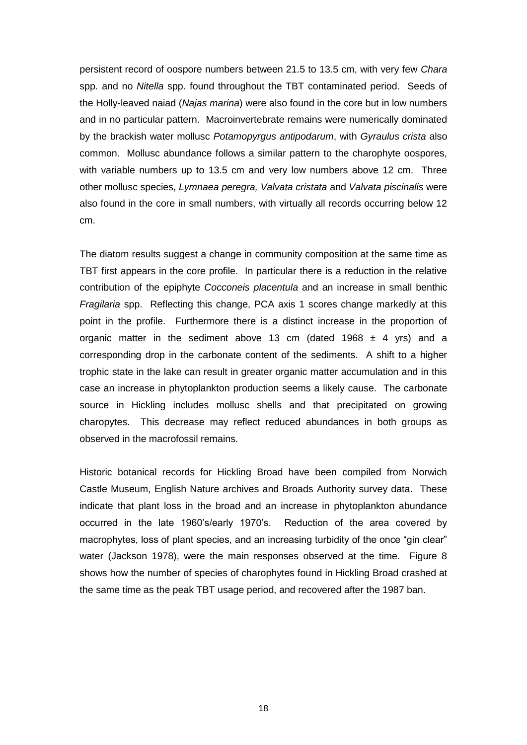persistent record of oospore numbers between 21.5 to 13.5 cm, with very few *Chara* spp. and no *Nitella* spp. found throughout the TBT contaminated period. Seeds of the Holly-leaved naiad (*Najas marina*) were also found in the core but in low numbers and in no particular pattern. Macroinvertebrate remains were numerically dominated by the brackish water mollusc *Potamopyrgus antipodarum*, with *Gyraulus crista* also common. Mollusc abundance follows a similar pattern to the charophyte oospores, with variable numbers up to 13.5 cm and very low numbers above 12 cm. Three other mollusc species, *Lymnaea peregra, Valvata cristata* and *Valvata piscinalis* were also found in the core in small numbers, with virtually all records occurring below 12 cm.

The diatom results suggest a change in community composition at the same time as TBT first appears in the core profile. In particular there is a reduction in the relative contribution of the epiphyte *Cocconeis placentula* and an increase in small benthic *Fragilaria* spp. Reflecting this change, PCA axis 1 scores change markedly at this point in the profile. Furthermore there is a distinct increase in the proportion of organic matter in the sediment above 13 cm (dated 1968 $\pm$ 4 yrs) and a corresponding drop in the carbonate content of the sediments. A shift to a higher trophic state in the lake can result in greater organic matter accumulation and in this case an increase in phytoplankton production seems a likely cause. The carbonate source in Hickling includes mollusc shells and that precipitated on growing charopytes. This decrease may reflect reduced abundances in both groups as observed in the macrofossil remains.

Historic botanical records for Hickling Broad have been compiled from Norwich Castle Museum, English Nature archives and Broads Authority survey data. These indicate that plant loss in the broad and an increase in phytoplankton abundance occurred in the late 1960's/early 1970's. Reduction of the area covered by macrophytes, loss of plant species, and an increasing turbidity of the once "gin clear" water (Jackson 1978), were the main responses observed at the time. Figure 8 shows how the number of species of charophytes found in Hickling Broad crashed at the same time as the peak TBT usage period, and recovered after the 1987 ban.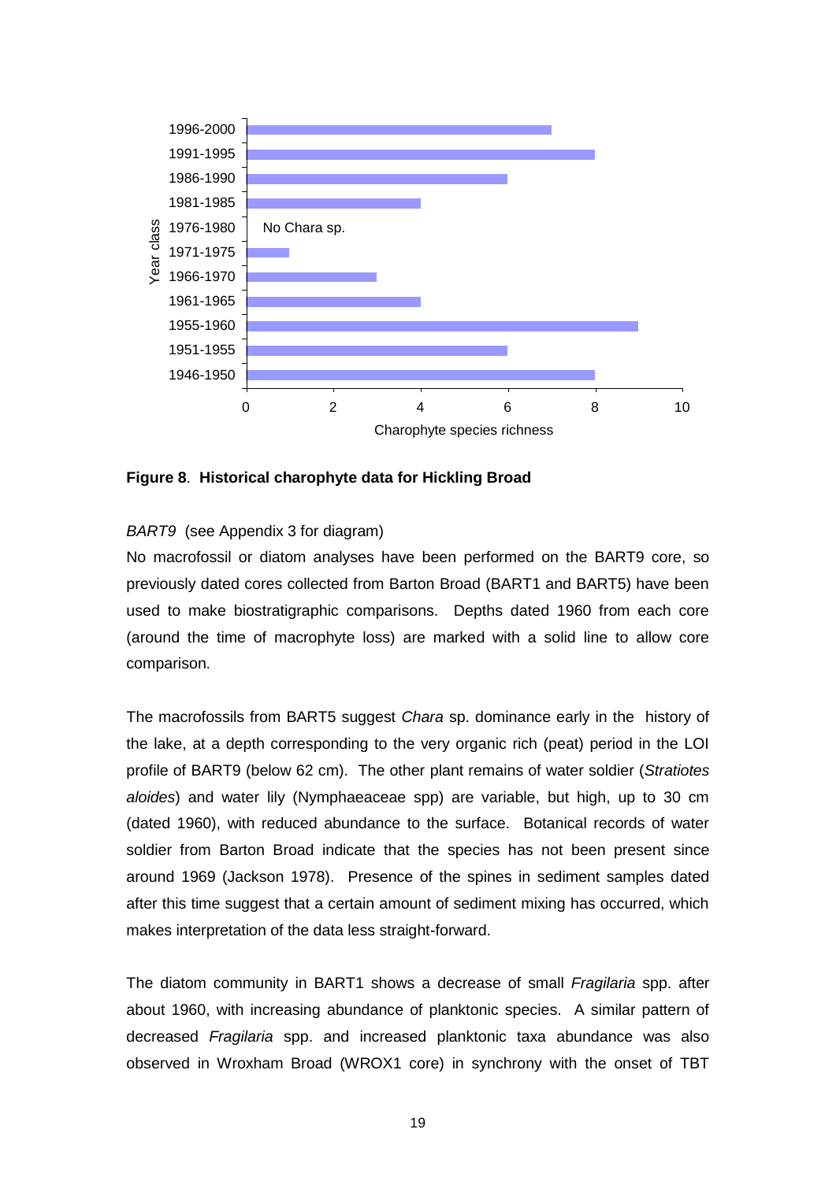| Year class | Charophyte species richness |
|---|---|
| 1996-2000 | 7 |
| 1991-1995 | 8 |
| 1986-1990 | 6 |
| 1981-1985 | 4 |
| 1976-1980 | No Chara sp. |
| 1971-1975 | 1 |
| 1966-1970 | 3 |
| 1961-1965 | 4 |
| 1955-1960 | 9 |
| 1951-1955 | 6 |
| 1946-1950 | 8 |

**Figure 8**. **Historical charophyte data for Hickling Broad**

*BART9* (see Appendix 3 for diagram)

No macrofossil or diatom analyses have been performed on the BART9 core, so previously dated cores collected from Barton Broad (BART1 and BART5) have been used to make biostratigraphic comparisons. Depths dated 1960 from each core (around the time of macrophyte loss) are marked with a solid line to allow core comparison.

The macrofossils from BART5 suggest *Chara* sp. dominance early in the history of the lake, at a depth corresponding to the very organic rich (peat) period in the LOI profile of BART9 (below 62 cm). The other plant remains of water soldier (*Stratiotes aloides*) and water lily (Nymphaeaceae spp) are variable, but high, up to 30 cm (dated 1960), with reduced abundance to the surface. Botanical records of water soldier from Barton Broad indicate that the species has not been present since around 1969 (Jackson 1978). Presence of the spines in sediment samples dated after this time suggest that a certain amount of sediment mixing has occurred, which makes interpretation of the data less straight-forward.

The diatom community in BART1 shows a decrease of small *Fragilaria* spp. after about 1960, with increasing abundance of planktonic species. A similar pattern of decreased *Fragilaria* spp. and increased planktonic taxa abundance was also observed in Wroxham Broad (WROX1 core) in synchrony with the onset of TBT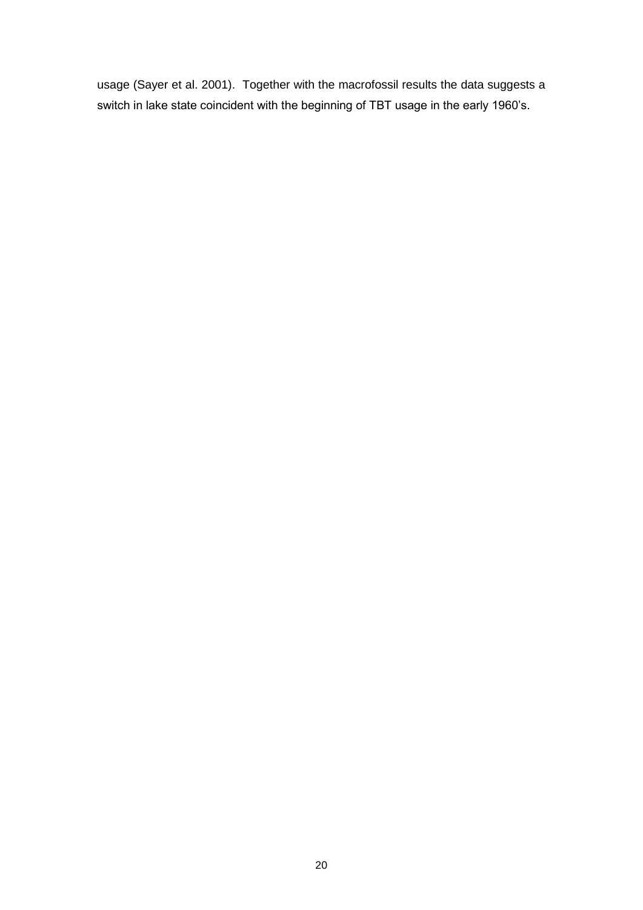usage (Sayer et al. 2001). Together with the macrofossil results the data suggests a switch in lake state coincident with the beginning of TBT usage in the early 1960's.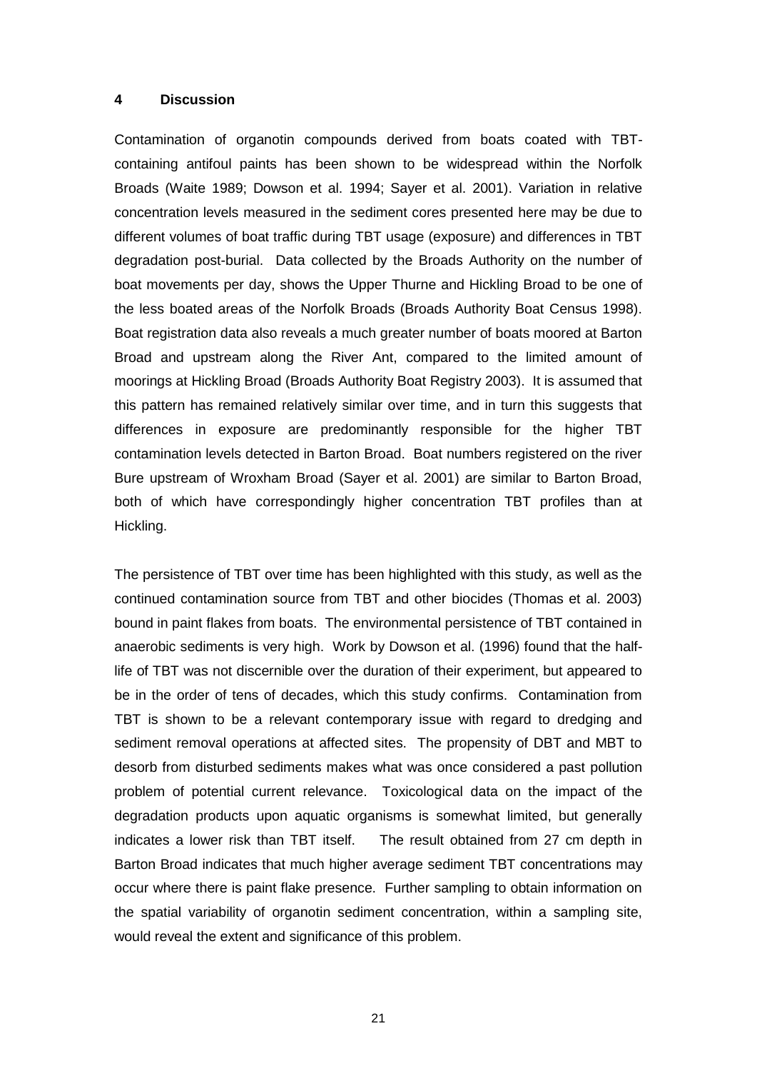## 4 Discussion

Contamination of organotin compounds derived from boats coated with TBT-containing antifoul paints has been shown to be widespread within the Norfolk Broads (Waite 1989; Dowson et al. 1994; Sayer et al. 2001). Variation in relative concentration levels measured in the sediment cores presented here may be due to different volumes of boat traffic during TBT usage (exposure) and differences in TBT degradation post-burial. Data collected by the Broads Authority on the number of boat movements per day, shows the Upper Thurne and Hickling Broad to be one of the less boated areas of the Norfolk Broads (Broads Authority Boat Census 1998). Boat registration data also reveals a much greater number of boats moored at Barton Broad and upstream along the River Ant, compared to the limited amount of moorings at Hickling Broad (Broads Authority Boat Registry 2003). It is assumed that this pattern has remained relatively similar over time, and in turn this suggests that differences in exposure are predominantly responsible for the higher TBT contamination levels detected in Barton Broad. Boat numbers registered on the river Bure upstream of Wroxham Broad (Sayer et al. 2001) are similar to Barton Broad, both of which have correspondingly higher concentration TBT profiles than at Hickling.

The persistence of TBT over time has been highlighted with this study, as well as the continued contamination source from TBT and other biocides (Thomas et al. 2003) bound in paint flakes from boats. The environmental persistence of TBT contained in anaerobic sediments is very high. Work by Dowson et al. (1996) found that the half-life of TBT was not discernible over the duration of their experiment, but appeared to be in the order of tens of decades, which this study confirms. Contamination from TBT is shown to be a relevant contemporary issue with regard to dredging and sediment removal operations at affected sites. The propensity of DBT and MBT to desorb from disturbed sediments makes what was once considered a past pollution problem of potential current relevance. Toxicological data on the impact of the degradation products upon aquatic organisms is somewhat limited, but generally indicates a lower risk than TBT itself. The result obtained from 27 cm depth in Barton Broad indicates that much higher average sediment TBT concentrations may occur where there is paint flake presence. Further sampling to obtain information on the spatial variability of organotin sediment concentration, within a sampling site, would reveal the extent and significance of this problem.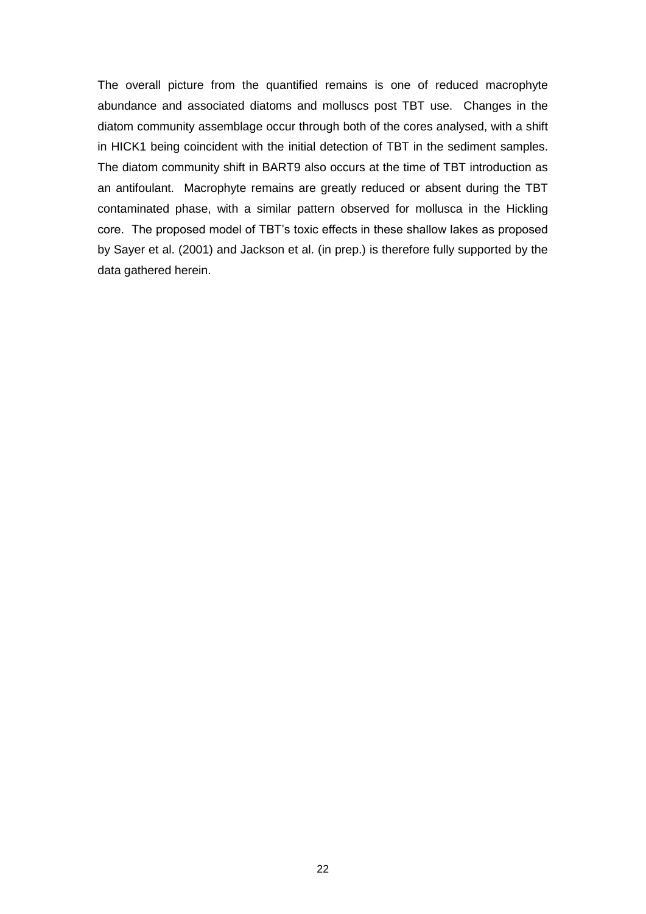The overall picture from the quantified remains is one of reduced macrophyte abundance and associated diatoms and molluscs post TBT use. Changes in the diatom community assemblage occur through both of the cores analysed, with a shift in HICK1 being coincident with the initial detection of TBT in the sediment samples. The diatom community shift in BART9 also occurs at the time of TBT introduction as an antifoulant. Macrophyte remains are greatly reduced or absent during the TBT contaminated phase, with a similar pattern observed for mollusca in the Hickling core. The proposed model of TBT's toxic effects in these shallow lakes as proposed by Sayer et al. (2001) and Jackson et al. (in prep.) is therefore fully supported by the data gathered herein.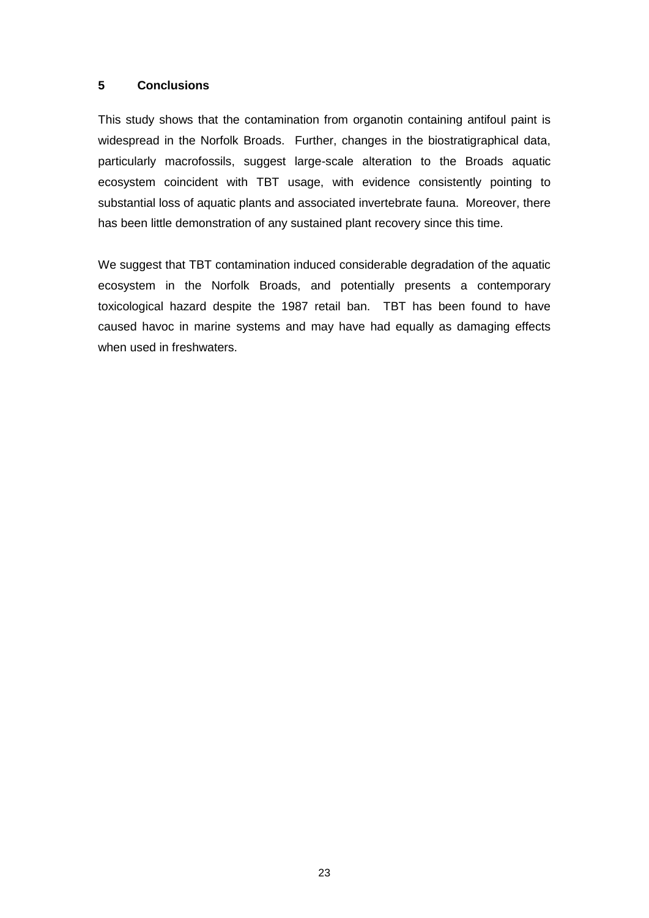## 5 Conclusions

This study shows that the contamination from organotin containing antifoul paint is widespread in the Norfolk Broads. Further, changes in the biostratigraphical data, particularly macrofossils, suggest large-scale alteration to the Broads aquatic ecosystem coincident with TBT usage, with evidence consistently pointing to substantial loss of aquatic plants and associated invertebrate fauna. Moreover, there has been little demonstration of any sustained plant recovery since this time.

We suggest that TBT contamination induced considerable degradation of the aquatic ecosystem in the Norfolk Broads, and potentially presents a contemporary toxicological hazard despite the 1987 retail ban. TBT has been found to have caused havoc in marine systems and may have had equally as damaging effects when used in freshwaters.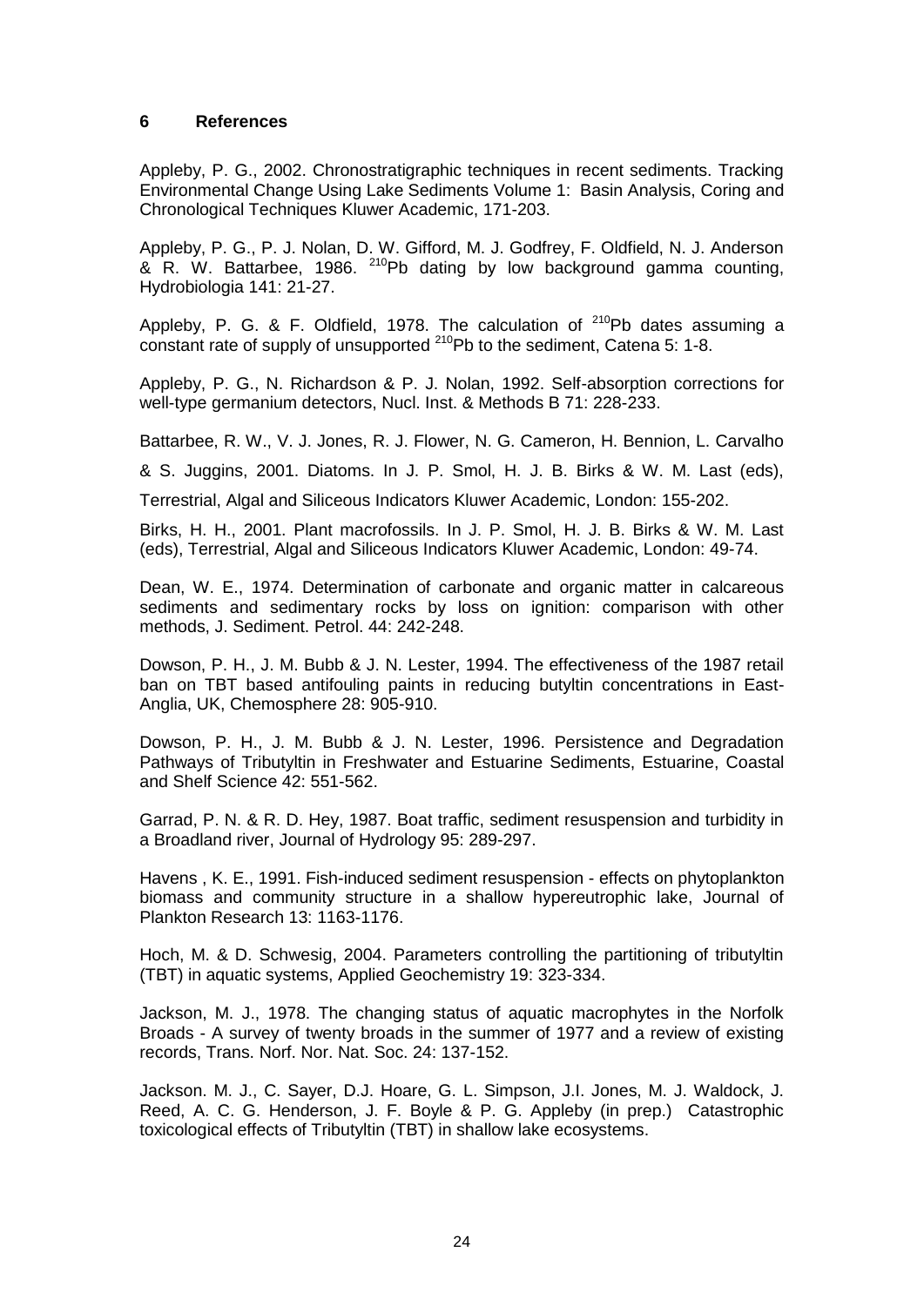## 6 References

Appleby, P. G., 2002. Chronostratigraphic techniques in recent sediments. Tracking Environmental Change Using Lake Sediments Volume 1: Basin Analysis, Coring and Chronological Techniques Kluwer Academic, 171-203.

Appleby, P. G., P. J. Nolan, D. W. Gifford, M. J. Godfrey, F. Oldfield, N. J. Anderson & R. W. Battarbee, 1986. $^{210}$Pb dating by low background gamma counting, Hydrobiologia 141: 21-27.

Appleby, P. G. & F. Oldfield, 1978. The calculation of $^{210}$Pb dates assuming a constant rate of supply of unsupported $^{210}$Pb to the sediment, Catena 5: 1-8.

Appleby, P. G., N. Richardson & P. J. Nolan, 1992. Self-absorption corrections for well-type germanium detectors, Nucl. Inst. & Methods B 71: 228-233.

Battarbee, R. W., V. J. Jones, R. J. Flower, N. G. Cameron, H. Bennion, L. Carvalho & S. Juggins, 2001. Diatoms. In J. P. Smol, H. J. B. Birks & W. M. Last (eds), Terrestrial, Algal and Siliceous Indicators Kluwer Academic, London: 155-202.

Birks, H. H., 2001. Plant macrofossils. In J. P. Smol, H. J. B. Birks & W. M. Last (eds), Terrestrial, Algal and Siliceous Indicators Kluwer Academic, London: 49-74.

Dean, W. E., 1974. Determination of carbonate and organic matter in calcareous sediments and sedimentary rocks by loss on ignition: comparison with other methods, J. Sediment. Petrol. 44: 242-248.

Dowson, P. H., J. M. Bubb & J. N. Lester, 1994. The effectiveness of the 1987 retail ban on TBT based antifouling paints in reducing butyltin concentrations in East-Anglia, UK, Chemosphere 28: 905-910.

Dowson, P. H., J. M. Bubb & J. N. Lester, 1996. Persistence and Degradation Pathways of Tributyltin in Freshwater and Estuarine Sediments, Estuarine, Coastal and Shelf Science 42: 551-562.

Garrad, P. N. & R. D. Hey, 1987. Boat traffic, sediment resuspension and turbidity in a Broadland river, Journal of Hydrology 95: 289-297.

Havens , K. E., 1991. Fish-induced sediment resuspension - effects on phytoplankton biomass and community structure in a shallow hypereutrophic lake, Journal of Plankton Research 13: 1163-1176.

Hoch, M. & D. Schwesig, 2004. Parameters controlling the partitioning of tributyltin (TBT) in aquatic systems, Applied Geochemistry 19: 323-334.

Jackson, M. J., 1978. The changing status of aquatic macrophytes in the Norfolk Broads - A survey of twenty broads in the summer of 1977 and a review of existing records, Trans. Norf. Nor. Nat. Soc. 24: 137-152.

Jackson. M. J., C. Sayer, D.J. Hoare, G. L. Simpson, J.I. Jones, M. J. Waldock, J. Reed, A. C. G. Henderson, J. F. Boyle & P. G. Appleby (in prep.) Catastrophic toxicological effects of Tributyltin (TBT) in shallow lake ecosystems.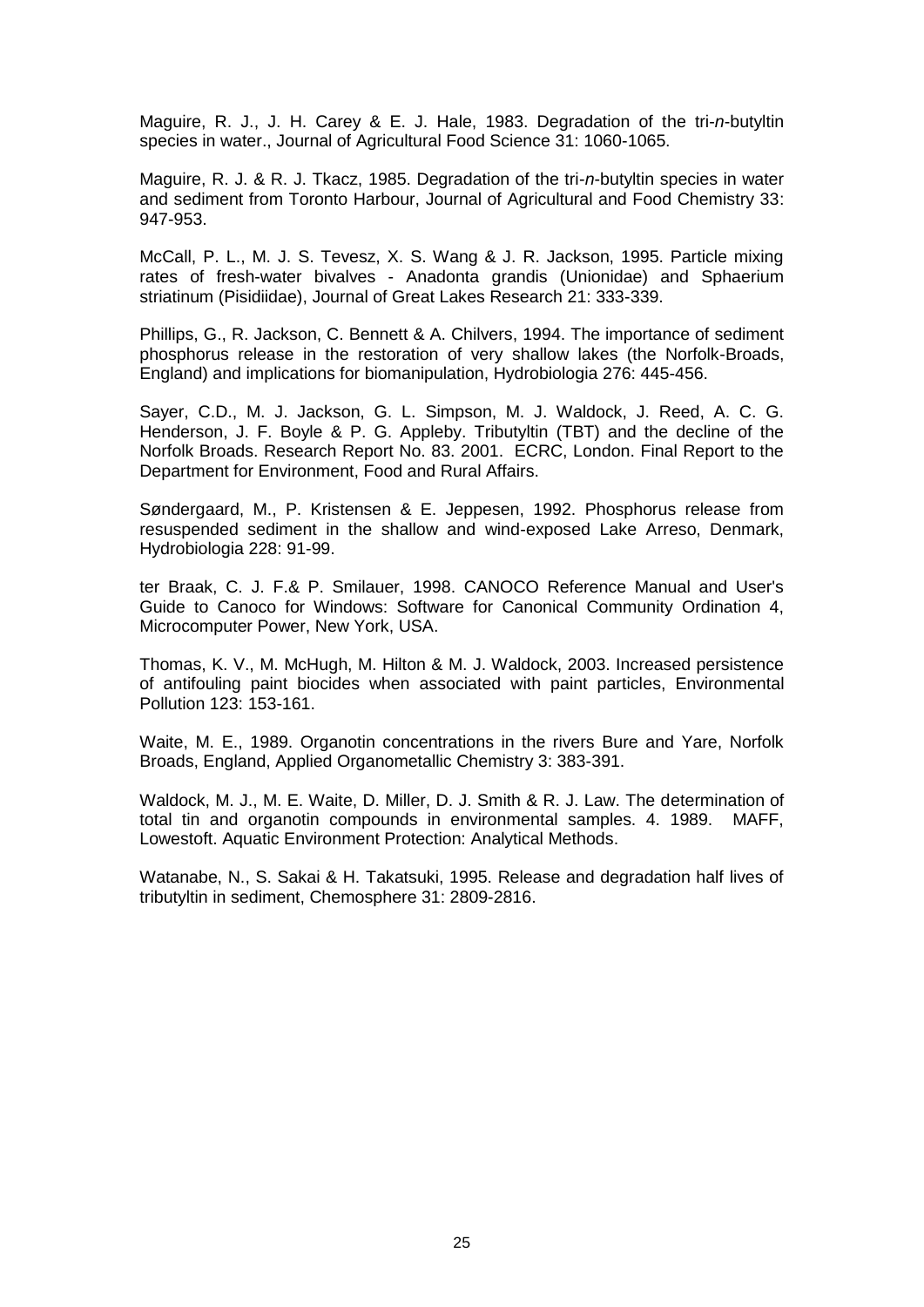Maguire, R. J., J. H. Carey & E. J. Hale, 1983. Degradation of the tri-*n*-butyltin species in water., Journal of Agricultural Food Science 31: 1060-1065.

Maguire, R. J. & R. J. Tkacz, 1985. Degradation of the tri-*n*-butyltin species in water and sediment from Toronto Harbour, Journal of Agricultural and Food Chemistry 33: 947-953.

McCall, P. L., M. J. S. Tevesz, X. S. Wang & J. R. Jackson, 1995. Particle mixing rates of fresh-water bivalves - Anadonta grandis (Unionidae) and Sphaerium striatinum (Pisidiidae), Journal of Great Lakes Research 21: 333-339.

Phillips, G., R. Jackson, C. Bennett & A. Chilvers, 1994. The importance of sediment phosphorus release in the restoration of very shallow lakes (the Norfolk-Broads, England) and implications for biomanipulation, Hydrobiologia 276: 445-456.

Sayer, C.D., M. J. Jackson, G. L. Simpson, M. J. Waldock, J. Reed, A. C. G. Henderson, J. F. Boyle & P. G. Appleby. Tributyltin (TBT) and the decline of the Norfolk Broads. Research Report No. 83. 2001. ECRC, London. Final Report to the Department for Environment, Food and Rural Affairs.

Søndergaard, M., P. Kristensen & E. Jeppesen, 1992. Phosphorus release from resuspended sediment in the shallow and wind-exposed Lake Arreso, Denmark, Hydrobiologia 228: 91-99.

ter Braak, C. J. F.& P. Smilauer, 1998. CANOCO Reference Manual and User's Guide to Canoco for Windows: Software for Canonical Community Ordination 4, Microcomputer Power, New York, USA.

Thomas, K. V., M. McHugh, M. Hilton & M. J. Waldock, 2003. Increased persistence of antifouling paint biocides when associated with paint particles, Environmental Pollution 123: 153-161.

Waite, M. E., 1989. Organotin concentrations in the rivers Bure and Yare, Norfolk Broads, England, Applied Organometallic Chemistry 3: 383-391.

Waldock, M. J., M. E. Waite, D. Miller, D. J. Smith & R. J. Law. The determination of total tin and organotin compounds in environmental samples. 4. 1989. MAFF, Lowestoft. Aquatic Environment Protection: Analytical Methods.

Watanabe, N., S. Sakai & H. Takatsuki, 1995. Release and degradation half lives of tributyltin in sediment, Chemosphere 31: 2809-2816.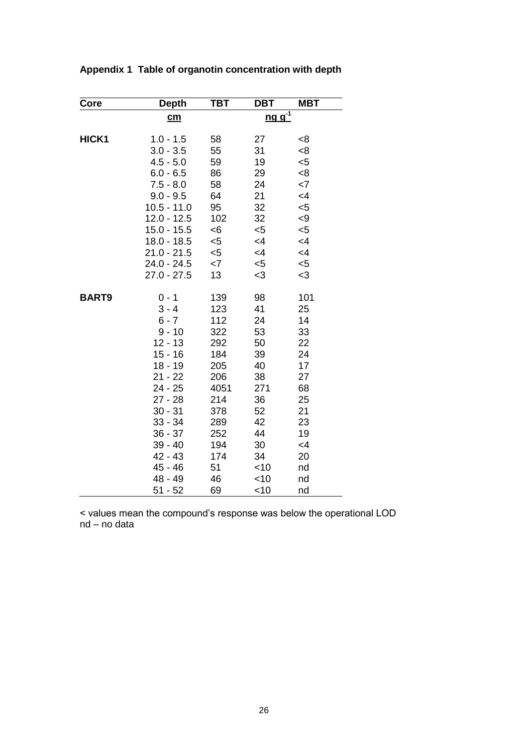**Appendix 1  Table of organotin concentration with depth**

| Core | Depth | TBT | DBT | MBT |
|---|---|---|---|---|
| | cm | | ng $g^{-1}$ | |
| **HICK1** | 1.0 - 1.5 | 58 | 27 | <8 |
| | 3.0 - 3.5 | 55 | 31 | <8 |
| | 4.5 - 5.0 | 59 | 19 | <5 |
| | 6.0 - 6.5 | 86 | 29 | <8 |
| | 7.5 - 8.0 | 58 | 24 | <7 |
| | 9.0 - 9.5 | 64 | 21 | <4 |
| | 10.5 - 11.0 | 95 | 32 | <5 |
| | 12.0 - 12.5 | 102 | 32 | <9 |
| | 15.0 - 15.5 | <6 | <5 | <5 |
| | 18.0 - 18.5 | <5 | <4 | <4 |
| | 21.0 - 21.5 | <5 | <4 | <4 |
| | 24.0 - 24.5 | <7 | <5 | <5 |
| | 27.0 - 27.5 | 13 | <3 | <3 |
| **BART9** | 0 - 1 | 139 | 98 | 101 |
| | 3 - 4 | 123 | 41 | 25 |
| | 6 - 7 | 112 | 24 | 14 |
| | 9 - 10 | 322 | 53 | 33 |
| | 12 - 13 | 292 | 50 | 22 |
| | 15 - 16 | 184 | 39 | 24 |
| | 18 - 19 | 205 | 40 | 17 |
| | 21 - 22 | 206 | 38 | 27 |
| | 24 - 25 | 4051 | 271 | 68 |
| | 27 - 28 | 214 | 36 | 25 |
| | 30 - 31 | 378 | 52 | 21 |
| | 33 - 34 | 289 | 42 | 23 |
| | 36 - 37 | 252 | 44 | 19 |
| | 39 - 40 | 194 | 30 | <4 |
| | 42 - 43 | 174 | 34 | 20 |
| | 45 - 46 | 51 | <10 | nd |
| | 48 - 49 | 46 | <10 | nd |
| | 51 - 52 | 69 | <10 | nd |

< values mean the compound's response was below the operational LOD
nd – no data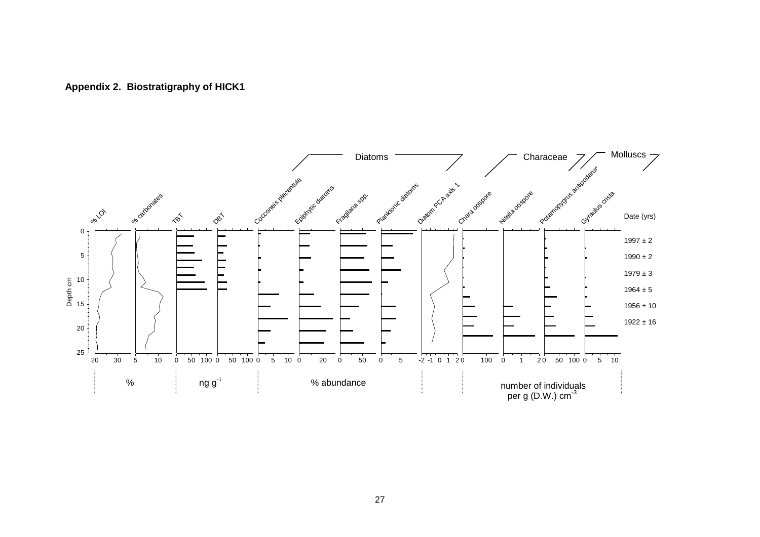**Appendix 2. Biostratigraphy of HICK1**

Diatoms | Characeae | Molluscs

% LOI | % carbonates | TBT | DBT | Cocconeis placentula | Epiphytic diatoms | Fragilaria spp. | Planktonic diatoms | Diatom PCA axis 1 | Chara oospore | Nitella oospore | Potamopygrus antipodarum | Gyraulus crista | Date (yrs)

Depth cm

| Date (yrs) |
| --- |
| 1997 ± 2 |
| 1990 ± 2 |
| 1979 ± 3 |
| 1964 ± 5 |
| 1956 ± 10 |
| 1922 ± 16 |

% | ng g$^{-1}$ | % abundance | number of individuals per g (D.W.) cm$^{-3}$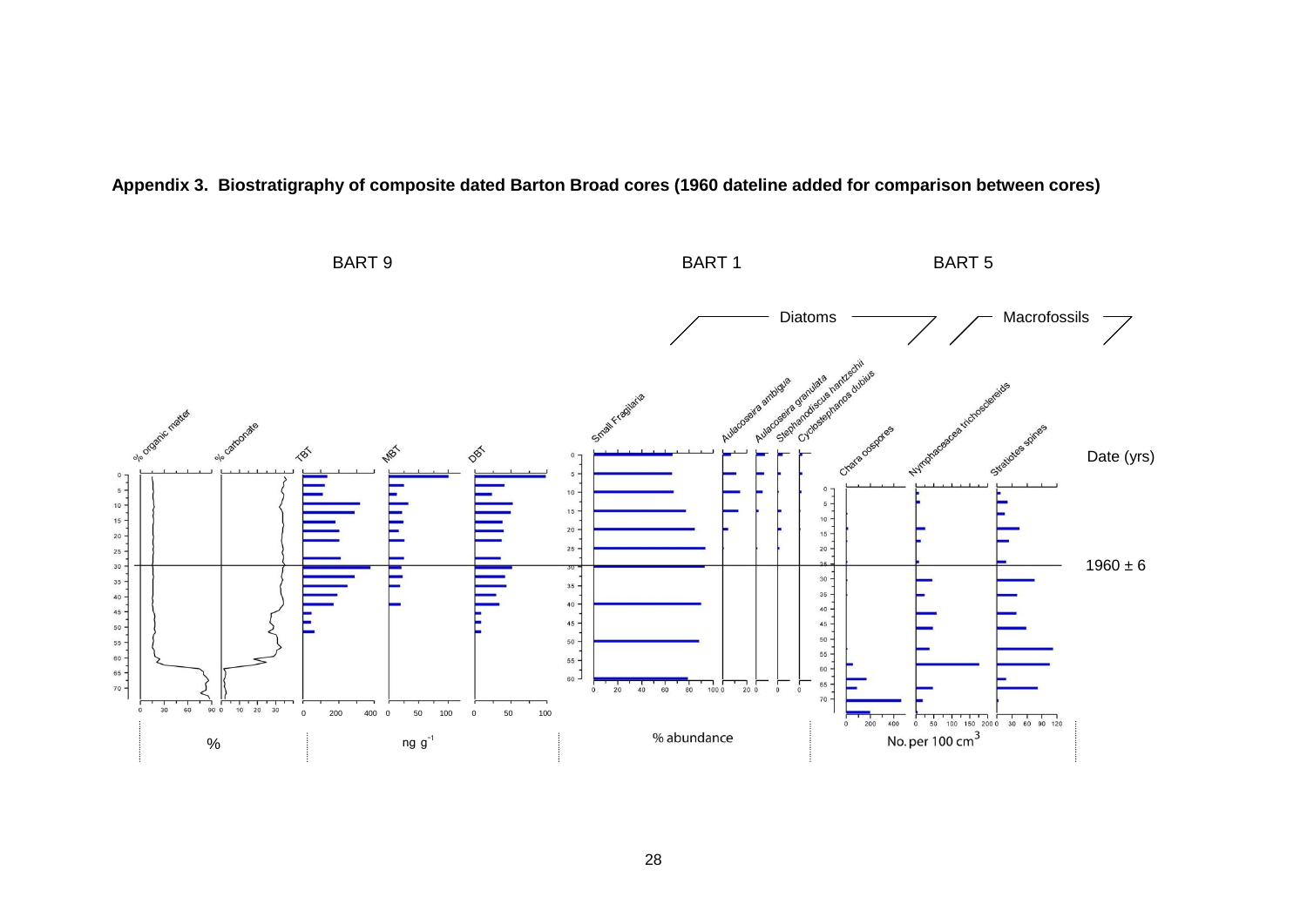**Appendix 3. Biostratigraphy of composite dated Barton Broad cores (1960 dateline added for comparison between cores)**

BART 9

BART 1

BART 5

Diatoms

Macrofossils

% organic matter

% carbonate

TBT

MBT

DBT

Small Fragilaria

Aulacoseira ambigua

Aulacoseira granulata

Stephanodiscus hantzschii

Cyclostephanos dubius

Chara oospores

Nymphaeacea trichosclereids

Stratiotes spines

Date (yrs)

1960 ± 6

0 5 10 15 20 25 30 35 40 45 50 55 60 65 70

0 30 60 90 0 10 20 30

0 200 400 0 50 100 0 50 100

0 20 40 60 80 100 0 20 0 0 0

0 200 400 0 50 100 150 200 0 30 60 90 120

%

ng g$^{-1}$

% abundance

No. per 100 cm$^3$